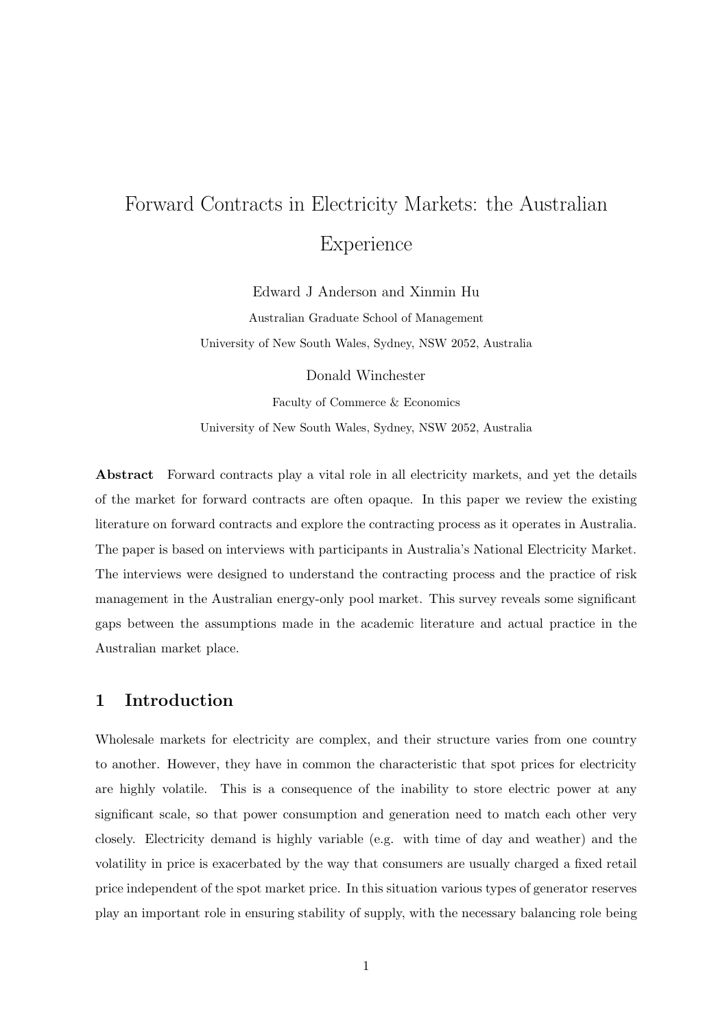# Forward Contracts in Electricity Markets: the Australian Experience

Edward J Anderson and Xinmin Hu

Australian Graduate School of Management

University of New South Wales, Sydney, NSW 2052, Australia

Donald Winchester

Faculty of Commerce & Economics

University of New South Wales, Sydney, NSW 2052, Australia

**Abstract** Forward contracts play a vital role in all electricity markets, and yet the details of the market for forward contracts are often opaque. In this paper we review the existing literature on forward contracts and explore the contracting process as it operates in Australia. The paper is based on interviews with participants in Australia's National Electricity Market. The interviews were designed to understand the contracting process and the practice of risk management in the Australian energy-only pool market. This survey reveals some significant gaps between the assumptions made in the academic literature and actual practice in the Australian market place.

## 1 Introduction

Wholesale markets for electricity are complex, and their structure varies from one country to another. However, they have in common the characteristic that spot prices for electricity are highly volatile. This is a consequence of the inability to store electric power at any significant scale, so that power consumption and generation need to match each other very closely. Electricity demand is highly variable (e.g. with time of day and weather) and the volatility in price is exacerbated by the way that consumers are usually charged a fixed retail price independent of the spot market price. In this situation various types of generator reserves play an important role in ensuring stability of supply, with the necessary balancing role being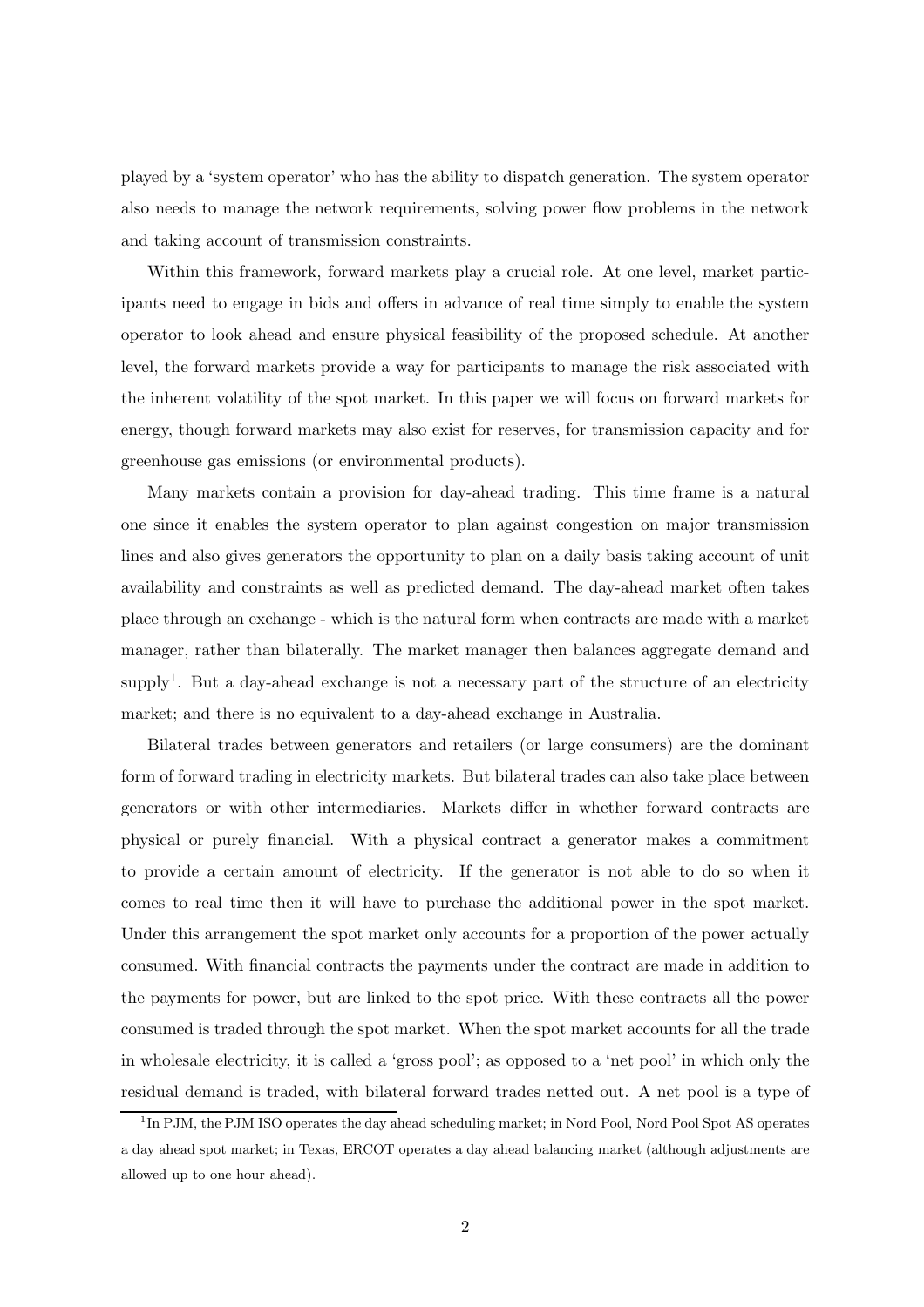played by a 'system operator' who has the ability to dispatch generation. The system operator also needs to manage the network requirements, solving power flow problems in the network and taking account of transmission constraints.

Within this framework, forward markets play a crucial role. At one level, market participants need to engage in bids and offers in advance of real time simply to enable the system operator to look ahead and ensure physical feasibility of the proposed schedule. At another level, the forward markets provide a way for participants to manage the risk associated with the inherent volatility of the spot market. In this paper we will focus on forward markets for energy, though forward markets may also exist for reserves, for transmission capacity and for greenhouse gas emissions (or environmental products).

Many markets contain a provision for day-ahead trading. This time frame is a natural one since it enables the system operator to plan against congestion on major transmission lines and also gives generators the opportunity to plan on a daily basis taking account of unit availability and constraints as well as predicted demand. The day-ahead market often takes place through an exchange - which is the natural form when contracts are made with a market manager, rather than bilaterally. The market manager then balances aggregate demand and supply[1]. But a day-ahead exchange is not a necessary part of the structure of an electricity market; and there is no equivalent to a day-ahead exchange in Australia.

Bilateral trades between generators and retailers (or large consumers) are the dominant form of forward trading in electricity markets. But bilateral trades can also take place between generators or with other intermediaries. Markets differ in whether forward contracts are physical or purely financial. With a physical contract a generator makes a commitment to provide a certain amount of electricity. If the generator is not able to do so when it comes to real time then it will have to purchase the additional power in the spot market. Under this arrangement the spot market only accounts for a proportion of the power actually consumed. With financial contracts the payments under the contract are made in addition to the payments for power, but are linked to the spot price. With these contracts all the power consumed is traded through the spot market. When the spot market accounts for all the trade in wholesale electricity, it is called a 'gross pool'; as opposed to a 'net pool' in which only the residual demand is traded, with bilateral forward trades netted out. A net pool is a type of

[1] In PJM, the PJM ISO operates the day ahead scheduling market; in Nord Pool, Nord Pool Spot AS operates a day ahead spot market; in Texas, ERCOT operates a day ahead balancing market (although adjustments are allowed up to one hour ahead).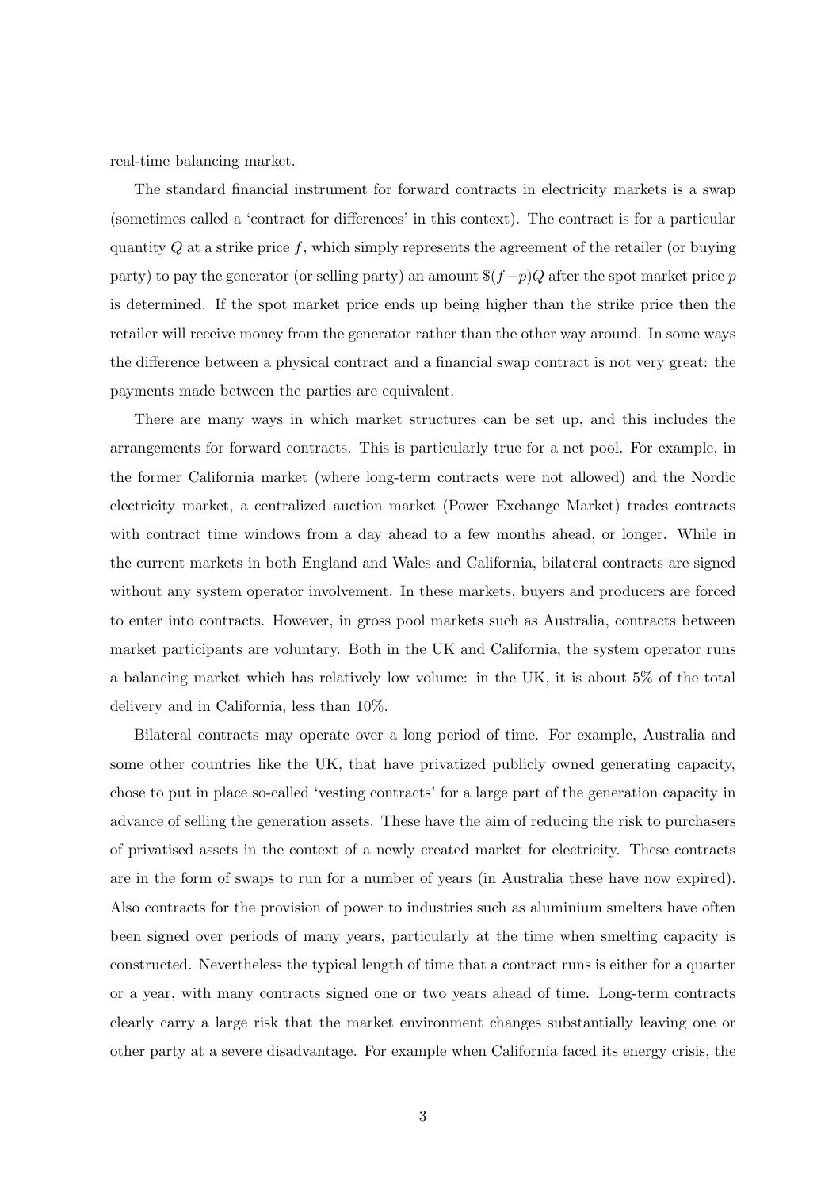real-time balancing market.

The standard financial instrument for forward contracts in electricity markets is a swap (sometimes called a 'contract for differences' in this context). The contract is for a particular quantity $Q$ at a strike price $f$, which simply represents the agreement of the retailer (or buying party) to pay the generator (or selling party) an amount $\$(f-p)Q$ after the spot market price $p$ is determined. If the spot market price ends up being higher than the strike price then the retailer will receive money from the generator rather than the other way around. In some ways the difference between a physical contract and a financial swap contract is not very great: the payments made between the parties are equivalent.

There are many ways in which market structures can be set up, and this includes the arrangements for forward contracts. This is particularly true for a net pool. For example, in the former California market (where long-term contracts were not allowed) and the Nordic electricity market, a centralized auction market (Power Exchange Market) trades contracts with contract time windows from a day ahead to a few months ahead, or longer. While in the current markets in both England and Wales and California, bilateral contracts are signed without any system operator involvement. In these markets, buyers and producers are forced to enter into contracts. However, in gross pool markets such as Australia, contracts between market participants are voluntary. Both in the UK and California, the system operator runs a balancing market which has relatively low volume: in the UK, it is about 5% of the total delivery and in California, less than 10%.

Bilateral contracts may operate over a long period of time. For example, Australia and some other countries like the UK, that have privatized publicly owned generating capacity, chose to put in place so-called 'vesting contracts' for a large part of the generation capacity in advance of selling the generation assets. These have the aim of reducing the risk to purchasers of privatised assets in the context of a newly created market for electricity. These contracts are in the form of swaps to run for a number of years (in Australia these have now expired). Also contracts for the provision of power to industries such as aluminium smelters have often been signed over periods of many years, particularly at the time when smelting capacity is constructed. Nevertheless the typical length of time that a contract runs is either for a quarter or a year, with many contracts signed one or two years ahead of time. Long-term contracts clearly carry a large risk that the market environment changes substantially leaving one or other party at a severe disadvantage. For example when California faced its energy crisis, the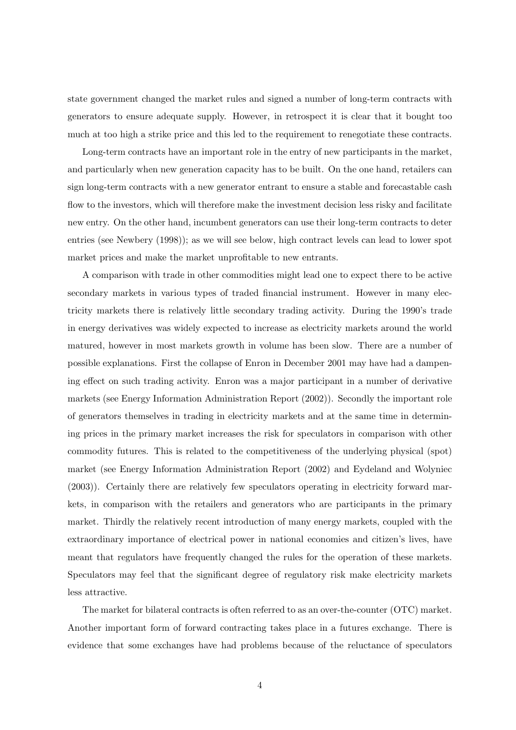state government changed the market rules and signed a number of long-term contracts with generators to ensure adequate supply. However, in retrospect it is clear that it bought too much at too high a strike price and this led to the requirement to renegotiate these contracts.

Long-term contracts have an important role in the entry of new participants in the market, and particularly when new generation capacity has to be built. On the one hand, retailers can sign long-term contracts with a new generator entrant to ensure a stable and forecastable cash flow to the investors, which will therefore make the investment decision less risky and facilitate new entry. On the other hand, incumbent generators can use their long-term contracts to deter entries (see Newbery (1998)); as we will see below, high contract levels can lead to lower spot market prices and make the market unprofitable to new entrants.

A comparison with trade in other commodities might lead one to expect there to be active secondary markets in various types of traded financial instrument. However in many electricity markets there is relatively little secondary trading activity. During the 1990's trade in energy derivatives was widely expected to increase as electricity markets around the world matured, however in most markets growth in volume has been slow. There are a number of possible explanations. First the collapse of Enron in December 2001 may have had a dampening effect on such trading activity. Enron was a major participant in a number of derivative markets (see Energy Information Administration Report (2002)). Secondly the important role of generators themselves in trading in electricity markets and at the same time in determining prices in the primary market increases the risk for speculators in comparison with other commodity futures. This is related to the competitiveness of the underlying physical (spot) market (see Energy Information Administration Report (2002) and Eydeland and Wolyniec (2003)). Certainly there are relatively few speculators operating in electricity forward markets, in comparison with the retailers and generators who are participants in the primary market. Thirdly the relatively recent introduction of many energy markets, coupled with the extraordinary importance of electrical power in national economies and citizen's lives, have meant that regulators have frequently changed the rules for the operation of these markets. Speculators may feel that the significant degree of regulatory risk make electricity markets less attractive.

The market for bilateral contracts is often referred to as an over-the-counter (OTC) market. Another important form of forward contracting takes place in a futures exchange. There is evidence that some exchanges have had problems because of the reluctance of speculators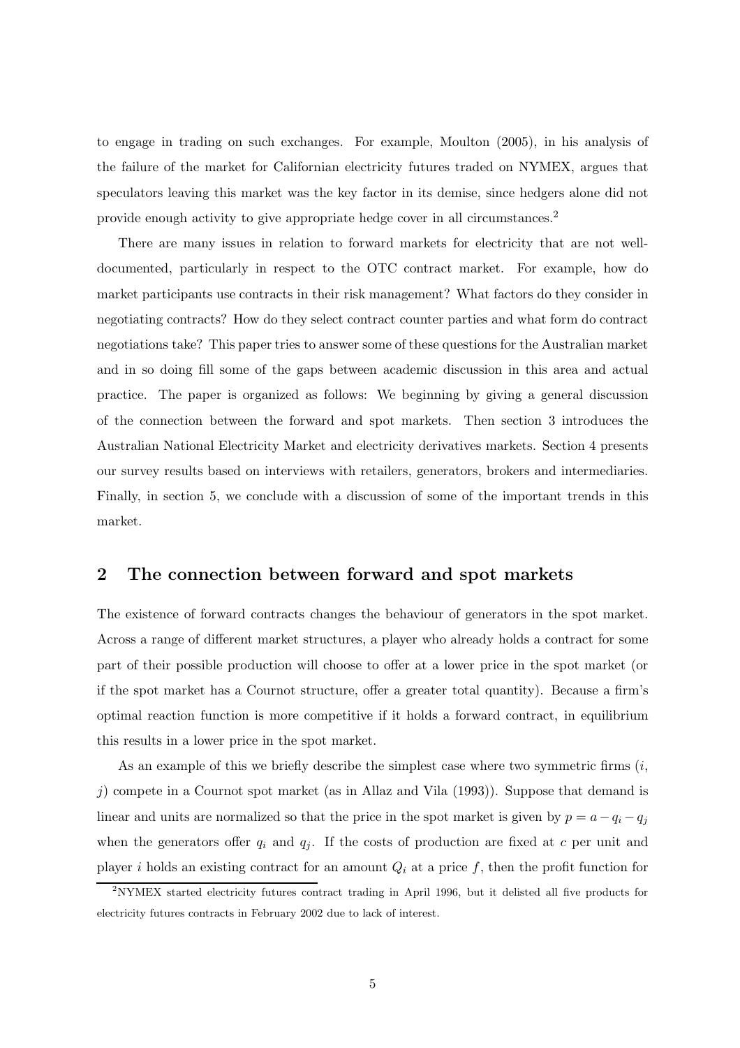to engage in trading on such exchanges. For example, Moulton (2005), in his analysis of the failure of the market for Californian electricity futures traded on NYMEX, argues that speculators leaving this market was the key factor in its demise, since hedgers alone did not provide enough activity to give appropriate hedge cover in all circumstances.[2]

There are many issues in relation to forward markets for electricity that are not well-documented, particularly in respect to the OTC contract market. For example, how do market participants use contracts in their risk management? What factors do they consider in negotiating contracts? How do they select contract counter parties and what form do contract negotiations take? This paper tries to answer some of these questions for the Australian market and in so doing fill some of the gaps between academic discussion in this area and actual practice. The paper is organized as follows: We beginning by giving a general discussion of the connection between the forward and spot markets. Then section 3 introduces the Australian National Electricity Market and electricity derivatives markets. Section 4 presents our survey results based on interviews with retailers, generators, brokers and intermediaries. Finally, in section 5, we conclude with a discussion of some of the important trends in this market.

## 2 The connection between forward and spot markets

The existence of forward contracts changes the behaviour of generators in the spot market. Across a range of different market structures, a player who already holds a contract for some part of their possible production will choose to offer at a lower price in the spot market (or if the spot market has a Cournot structure, offer a greater total quantity). Because a firm's optimal reaction function is more competitive if it holds a forward contract, in equilibrium this results in a lower price in the spot market.

As an example of this we briefly describe the simplest case where two symmetric firms ($i$, $j$) compete in a Cournot spot market (as in Allaz and Vila (1993)). Suppose that demand is linear and units are normalized so that the price in the spot market is given by $p = a - q_i - q_j$ when the generators offer $q_i$ and $q_j$. If the costs of production are fixed at $c$ per unit and player $i$ holds an existing contract for an amount $Q_i$ at a price $f$, then the profit function for

[2] NYMEX started electricity futures contract trading in April 1996, but it delisted all five products for electricity futures contracts in February 2002 due to lack of interest.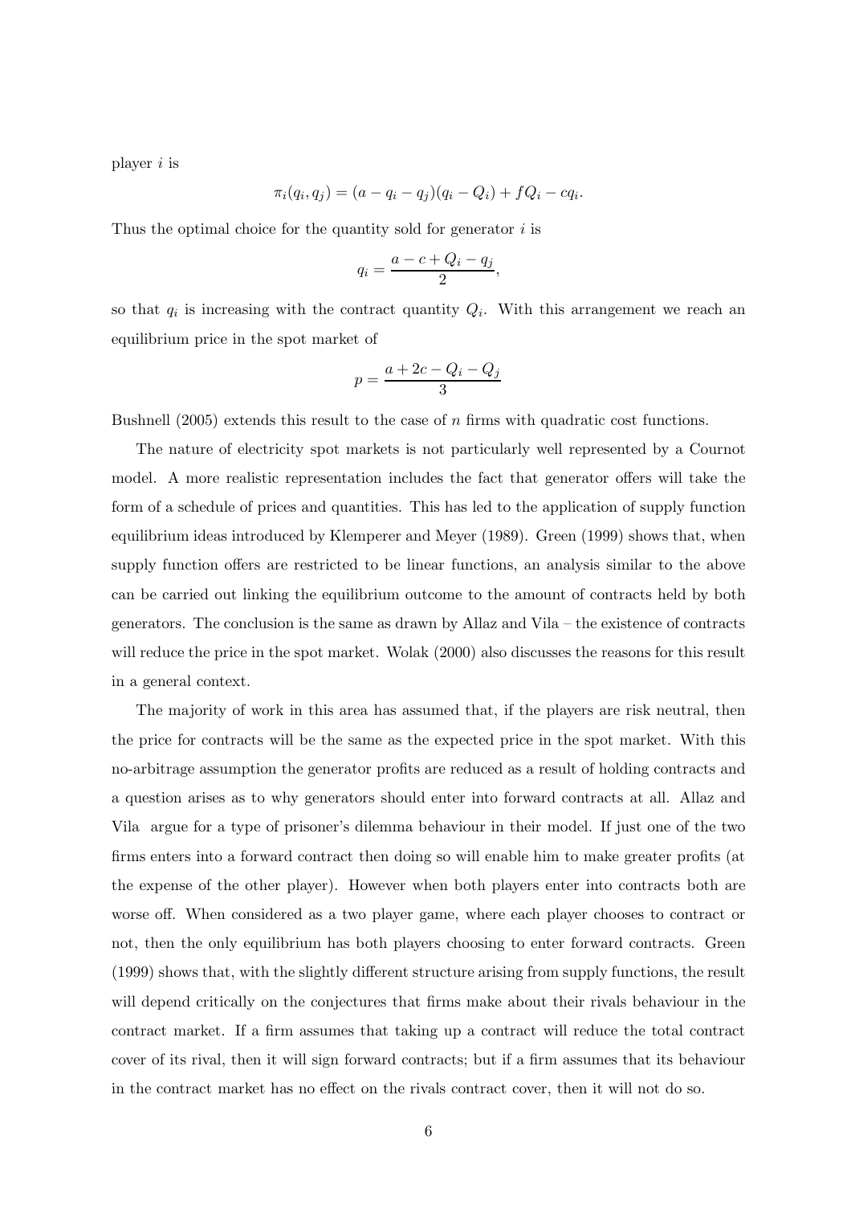player $i$ is

$$\pi_i(q_i, q_j) = (a - q_i - q_j)(q_i - Q_i) + fQ_i - cq_i.$$

Thus the optimal choice for the quantity sold for generator $i$ is

$$q_i = \frac{a - c + Q_i - q_j}{2},$$

so that $q_i$ is increasing with the contract quantity $Q_i$. With this arrangement we reach an equilibrium price in the spot market of

$$p = \frac{a + 2c - Q_i - Q_j}{3}$$

Bushnell (2005) extends this result to the case of $n$ firms with quadratic cost functions.

The nature of electricity spot markets is not particularly well represented by a Cournot model. A more realistic representation includes the fact that generator offers will take the form of a schedule of prices and quantities. This has led to the application of supply function equilibrium ideas introduced by Klemperer and Meyer (1989). Green (1999) shows that, when supply function offers are restricted to be linear functions, an analysis similar to the above can be carried out linking the equilibrium outcome to the amount of contracts held by both generators. The conclusion is the same as drawn by Allaz and Vila – the existence of contracts will reduce the price in the spot market. Wolak (2000) also discusses the reasons for this result in a general context.

The majority of work in this area has assumed that, if the players are risk neutral, then the price for contracts will be the same as the expected price in the spot market. With this no-arbitrage assumption the generator profits are reduced as a result of holding contracts and a question arises as to why generators should enter into forward contracts at all. Allaz and Vila argue for a type of prisoner's dilemma behaviour in their model. If just one of the two firms enters into a forward contract then doing so will enable him to make greater profits (at the expense of the other player). However when both players enter into contracts both are worse off. When considered as a two player game, where each player chooses to contract or not, then the only equilibrium has both players choosing to enter forward contracts. Green (1999) shows that, with the slightly different structure arising from supply functions, the result will depend critically on the conjectures that firms make about their rivals behaviour in the contract market. If a firm assumes that taking up a contract will reduce the total contract cover of its rival, then it will sign forward contracts; but if a firm assumes that its behaviour in the contract market has no effect on the rivals contract cover, then it will not do so.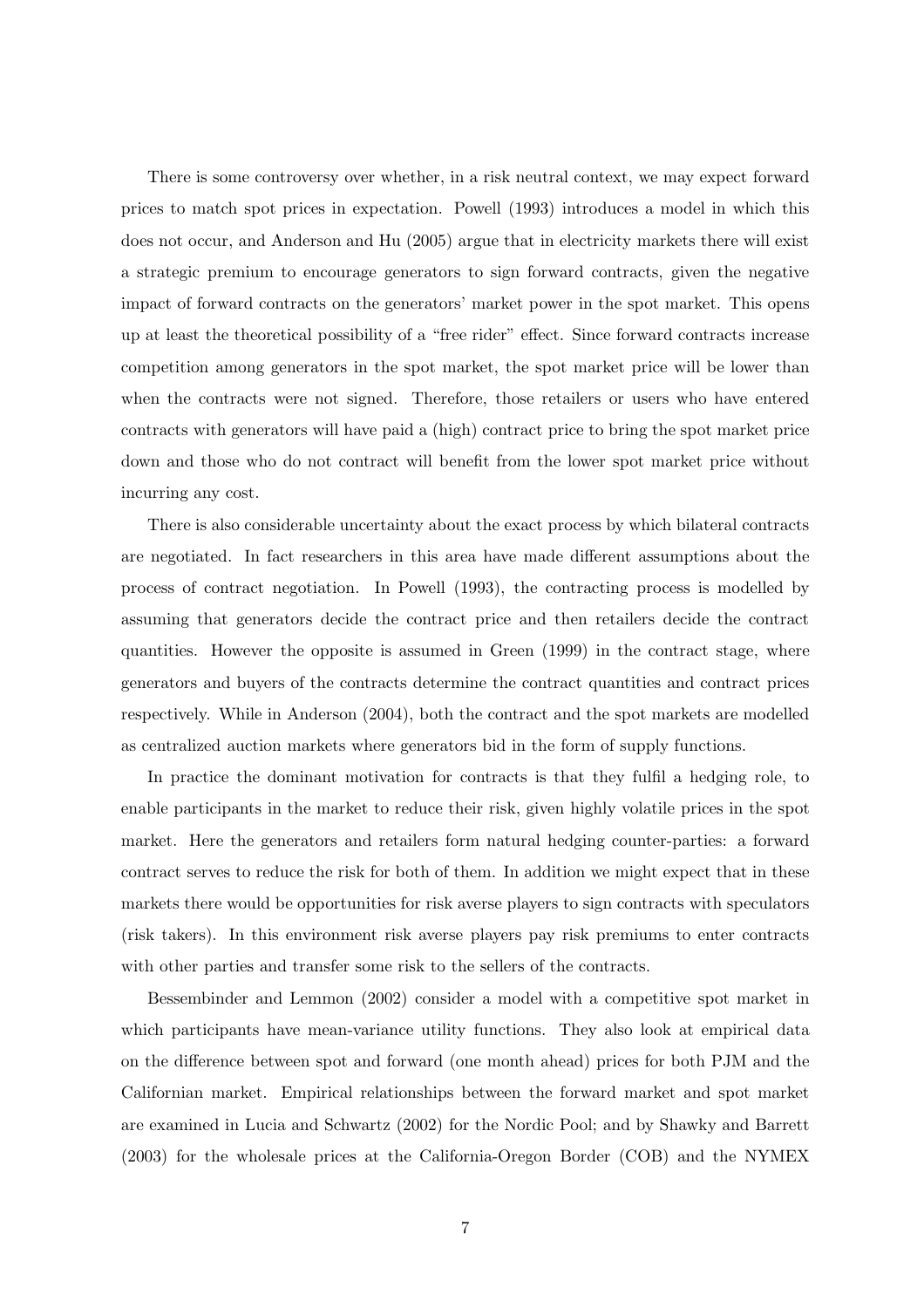There is some controversy over whether, in a risk neutral context, we may expect forward prices to match spot prices in expectation. Powell (1993) introduces a model in which this does not occur, and Anderson and Hu (2005) argue that in electricity markets there will exist a strategic premium to encourage generators to sign forward contracts, given the negative impact of forward contracts on the generators' market power in the spot market. This opens up at least the theoretical possibility of a "free rider" effect. Since forward contracts increase competition among generators in the spot market, the spot market price will be lower than when the contracts were not signed. Therefore, those retailers or users who have entered contracts with generators will have paid a (high) contract price to bring the spot market price down and those who do not contract will benefit from the lower spot market price without incurring any cost.

There is also considerable uncertainty about the exact process by which bilateral contracts are negotiated. In fact researchers in this area have made different assumptions about the process of contract negotiation. In Powell (1993), the contracting process is modelled by assuming that generators decide the contract price and then retailers decide the contract quantities. However the opposite is assumed in Green (1999) in the contract stage, where generators and buyers of the contracts determine the contract quantities and contract prices respectively. While in Anderson (2004), both the contract and the spot markets are modelled as centralized auction markets where generators bid in the form of supply functions.

In practice the dominant motivation for contracts is that they fulfil a hedging role, to enable participants in the market to reduce their risk, given highly volatile prices in the spot market. Here the generators and retailers form natural hedging counter-parties: a forward contract serves to reduce the risk for both of them. In addition we might expect that in these markets there would be opportunities for risk averse players to sign contracts with speculators (risk takers). In this environment risk averse players pay risk premiums to enter contracts with other parties and transfer some risk to the sellers of the contracts.

Bessembinder and Lemmon (2002) consider a model with a competitive spot market in which participants have mean-variance utility functions. They also look at empirical data on the difference between spot and forward (one month ahead) prices for both PJM and the Californian market. Empirical relationships between the forward market and spot market are examined in Lucia and Schwartz (2002) for the Nordic Pool; and by Shawky and Barrett (2003) for the wholesale prices at the California-Oregon Border (COB) and the NYMEX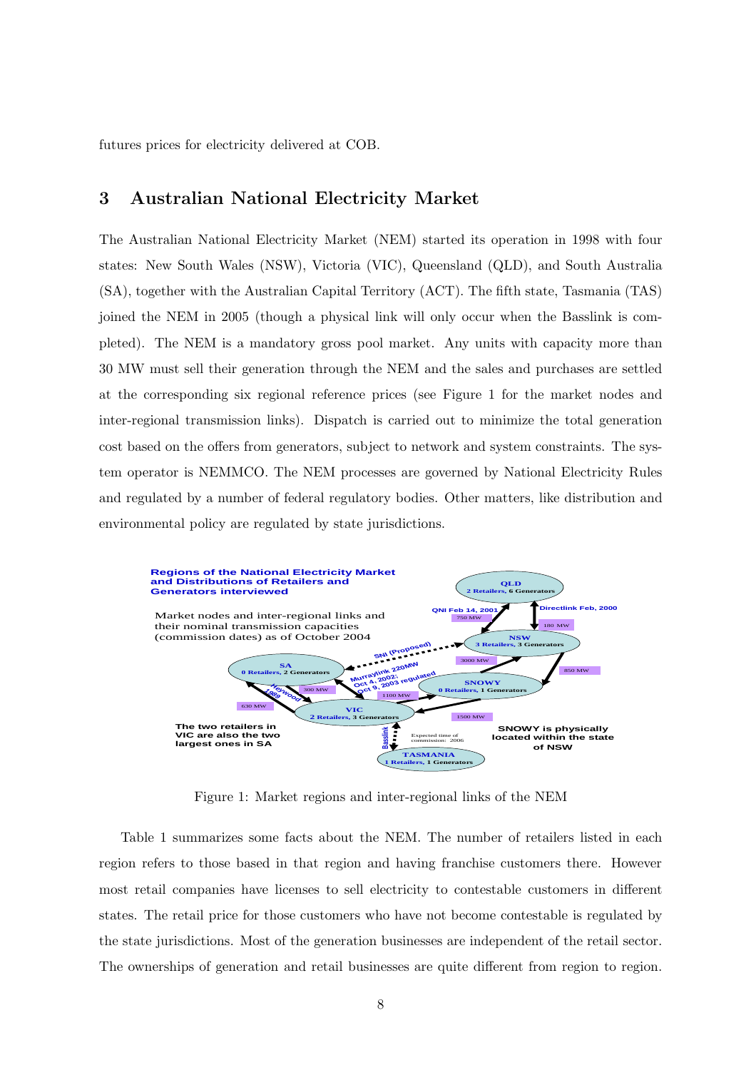futures prices for electricity delivered at COB.

## 3 Australian National Electricity Market

The Australian National Electricity Market (NEM) started its operation in 1998 with four states: New South Wales (NSW), Victoria (VIC), Queensland (QLD), and South Australia (SA), together with the Australian Capital Territory (ACT). The fifth state, Tasmania (TAS) joined the NEM in 2005 (though a physical link will only occur when the Basslink is completed). The NEM is a mandatory gross pool market. Any units with capacity more than 30 MW must sell their generation through the NEM and the sales and purchases are settled at the corresponding six regional reference prices (see Figure 1 for the market nodes and inter-regional transmission links). Dispatch is carried out to minimize the total generation cost based on the offers from generators, subject to network and system constraints. The system operator is NEMMCO. The NEM processes are governed by National Electricity Rules and regulated by a number of federal regulatory bodies. Other matters, like distribution and environmental policy are regulated by state jurisdictions.

**Regions of the National Electricity Market and Distributions of Retailers and Generators interviewed**

Market nodes and inter-regional links and their nominal transmission capacities (commission dates) as of October 2004

- QLD: 2 Retailers, 6 Generators
- NSW: 3 Retailers, 3 Generators
- SNOWY: 0 Retailers, 1 Generators
- SA: 0 Retailers, 2 Generators
- VIC: 2 Retailers, 3 Generators
- TASMANIA: 1 Retailers, 1 Generators

Links: QNI Feb 14, 2001 (750 MW); Directlink Feb, 2000 (180 MW); SNI (Proposed); NSW–SNOWY 3000 MW; NSW–SNOWY 850 MW; Murraylink 220MW Oct 4, 2002; Oct 9, 2003 regulated; VIC–SNOWY 1100 MW; SNOWY–VIC 1500 MW; Heywood 1989 (300 MW); SA–VIC 630 MW; Basslink (Expected time of commission: 2006)

The two retailers in VIC are also the two largest ones in SA

SNOWY is physically located within the state of NSW

Figure 1: Market regions and inter-regional links of the NEM

Table 1 summarizes some facts about the NEM. The number of retailers listed in each region refers to those based in that region and having franchise customers there. However most retail companies have licenses to sell electricity to contestable customers in different states. The retail price for those customers who have not become contestable is regulated by the state jurisdictions. Most of the generation businesses are independent of the retail sector. The ownerships of generation and retail businesses are quite different from region to region.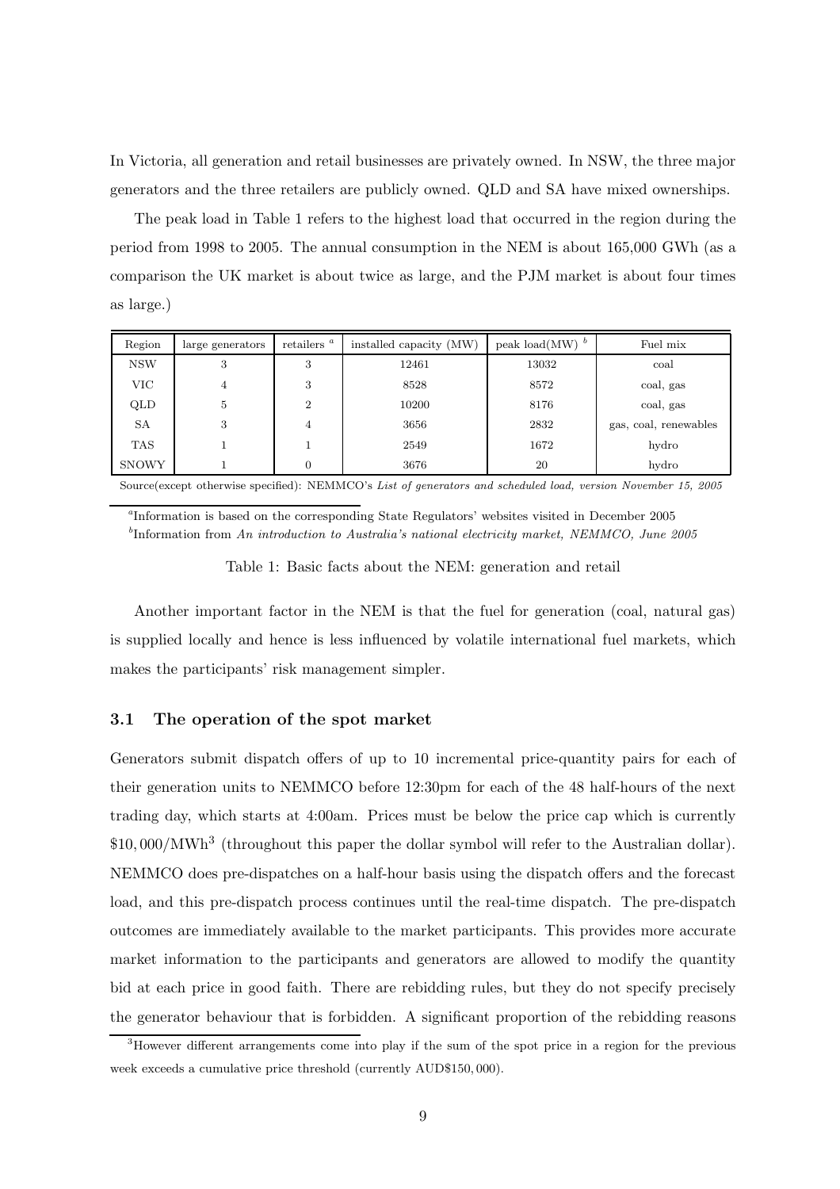In Victoria, all generation and retail businesses are privately owned. In NSW, the three major generators and the three retailers are publicly owned. QLD and SA have mixed ownerships.

The peak load in Table 1 refers to the highest load that occurred in the region during the period from 1998 to 2005. The annual consumption in the NEM is about 165,000 GWh (as a comparison the UK market is about twice as large, and the PJM market is about four times as large.)

| Region | large generators | retailers [a] | installed capacity (MW) | peak load(MW) [b] | Fuel mix |
|---|---|---|---|---|---|
| NSW | 3 | 3 | 12461 | 13032 | coal |
| VIC | 4 | 3 | 8528 | 8572 | coal, gas |
| QLD | 5 | 2 | 10200 | 8176 | coal, gas |
| SA | 3 | 4 | 3656 | 2832 | gas, coal, renewables |
| TAS | 1 | 1 | 2549 | 1672 | hydro |
| SNOWY | 1 | 0 | 3676 | 20 | hydro |

Source(except otherwise specified): NEMMCO's *List of generators and scheduled load, version November 15, 2005*

[a]Information is based on the corresponding State Regulators' websites visited in December 2005

[b]Information from *An introduction to Australia's national electricity market, NEMMCO, June 2005*

Table 1: Basic facts about the NEM: generation and retail

Another important factor in the NEM is that the fuel for generation (coal, natural gas) is supplied locally and hence is less influenced by volatile international fuel markets, which makes the participants' risk management simpler.

### 3.1 The operation of the spot market

Generators submit dispatch offers of up to 10 incremental price-quantity pairs for each of their generation units to NEMMCO before 12:30pm for each of the 48 half-hours of the next trading day, which starts at 4:00am. Prices must be below the price cap which is currently \$10,000/MWh[3] (throughout this paper the dollar symbol will refer to the Australian dollar). NEMMCO does pre-dispatches on a half-hour basis using the dispatch offers and the forecast load, and this pre-dispatch process continues until the real-time dispatch. The pre-dispatch outcomes are immediately available to the market participants. This provides more accurate market information to the participants and generators are allowed to modify the quantity bid at each price in good faith. There are rebidding rules, but they do not specify precisely the generator behaviour that is forbidden. A significant proportion of the rebidding reasons

[3]However different arrangements come into play if the sum of the spot price in a region for the previous week exceeds a cumulative price threshold (currently AUD\$150,000).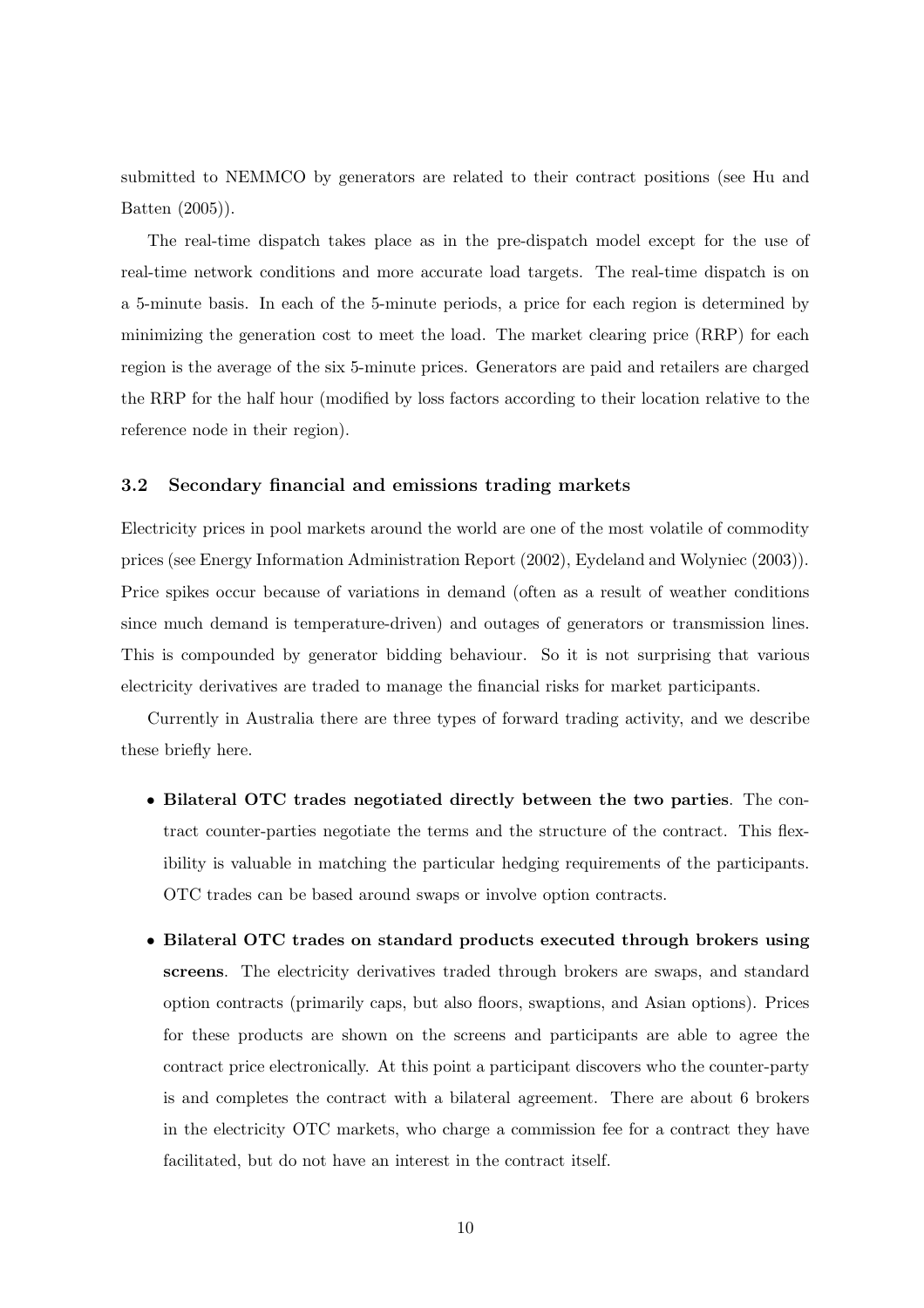submitted to NEMMCO by generators are related to their contract positions (see Hu and Batten (2005)).

The real-time dispatch takes place as in the pre-dispatch model except for the use of real-time network conditions and more accurate load targets. The real-time dispatch is on a 5-minute basis. In each of the 5-minute periods, a price for each region is determined by minimizing the generation cost to meet the load. The market clearing price (RRP) for each region is the average of the six 5-minute prices. Generators are paid and retailers are charged the RRP for the half hour (modified by loss factors according to their location relative to the reference node in their region).

### 3.2 Secondary financial and emissions trading markets

Electricity prices in pool markets around the world are one of the most volatile of commodity prices (see Energy Information Administration Report (2002), Eydeland and Wolyniec (2003)). Price spikes occur because of variations in demand (often as a result of weather conditions since much demand is temperature-driven) and outages of generators or transmission lines. This is compounded by generator bidding behaviour. So it is not surprising that various electricity derivatives are traded to manage the financial risks for market participants.

Currently in Australia there are three types of forward trading activity, and we describe these briefly here.

- **Bilateral OTC trades negotiated directly between the two parties**. The contract counter-parties negotiate the terms and the structure of the contract. This flexibility is valuable in matching the particular hedging requirements of the participants. OTC trades can be based around swaps or involve option contracts.
- **Bilateral OTC trades on standard products executed through brokers using screens**. The electricity derivatives traded through brokers are swaps, and standard option contracts (primarily caps, but also floors, swaptions, and Asian options). Prices for these products are shown on the screens and participants are able to agree the contract price electronically. At this point a participant discovers who the counter-party is and completes the contract with a bilateral agreement. There are about 6 brokers in the electricity OTC markets, who charge a commission fee for a contract they have facilitated, but do not have an interest in the contract itself.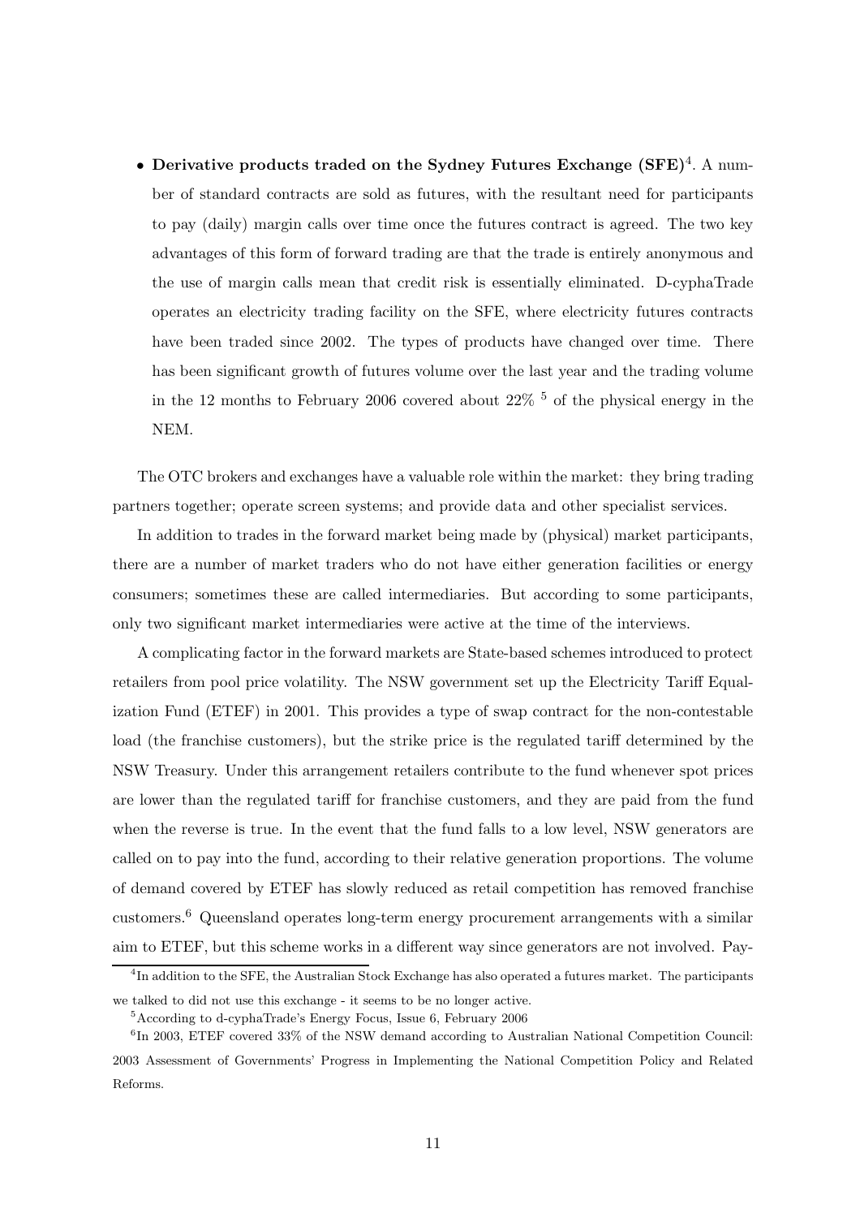- **Derivative products traded on the Sydney Futures Exchange (SFE)**[4]. A number of standard contracts are sold as futures, with the resultant need for participants to pay (daily) margin calls over time once the futures contract is agreed. The two key advantages of this form of forward trading are that the trade is entirely anonymous and the use of margin calls mean that credit risk is essentially eliminated. D-cyphaTrade operates an electricity trading facility on the SFE, where electricity futures contracts have been traded since 2002. The types of products have changed over time. There has been significant growth of futures volume over the last year and the trading volume in the 12 months to February 2006 covered about 22% [5] of the physical energy in the NEM.

The OTC brokers and exchanges have a valuable role within the market: they bring trading partners together; operate screen systems; and provide data and other specialist services.

In addition to trades in the forward market being made by (physical) market participants, there are a number of market traders who do not have either generation facilities or energy consumers; sometimes these are called intermediaries. But according to some participants, only two significant market intermediaries were active at the time of the interviews.

A complicating factor in the forward markets are State-based schemes introduced to protect retailers from pool price volatility. The NSW government set up the Electricity Tariff Equalization Fund (ETEF) in 2001. This provides a type of swap contract for the non-contestable load (the franchise customers), but the strike price is the regulated tariff determined by the NSW Treasury. Under this arrangement retailers contribute to the fund whenever spot prices are lower than the regulated tariff for franchise customers, and they are paid from the fund when the reverse is true. In the event that the fund falls to a low level, NSW generators are called on to pay into the fund, according to their relative generation proportions. The volume of demand covered by ETEF has slowly reduced as retail competition has removed franchise customers.[6] Queensland operates long-term energy procurement arrangements with a similar aim to ETEF, but this scheme works in a different way since generators are not involved. Pay-

[4] In addition to the SFE, the Australian Stock Exchange has also operated a futures market. The participants we talked to did not use this exchange - it seems to be no longer active.

[5] According to d-cyphaTrade's Energy Focus, Issue 6, February 2006

[6] In 2003, ETEF covered 33% of the NSW demand according to Australian National Competition Council: 2003 Assessment of Governments' Progress in Implementing the National Competition Policy and Related Reforms.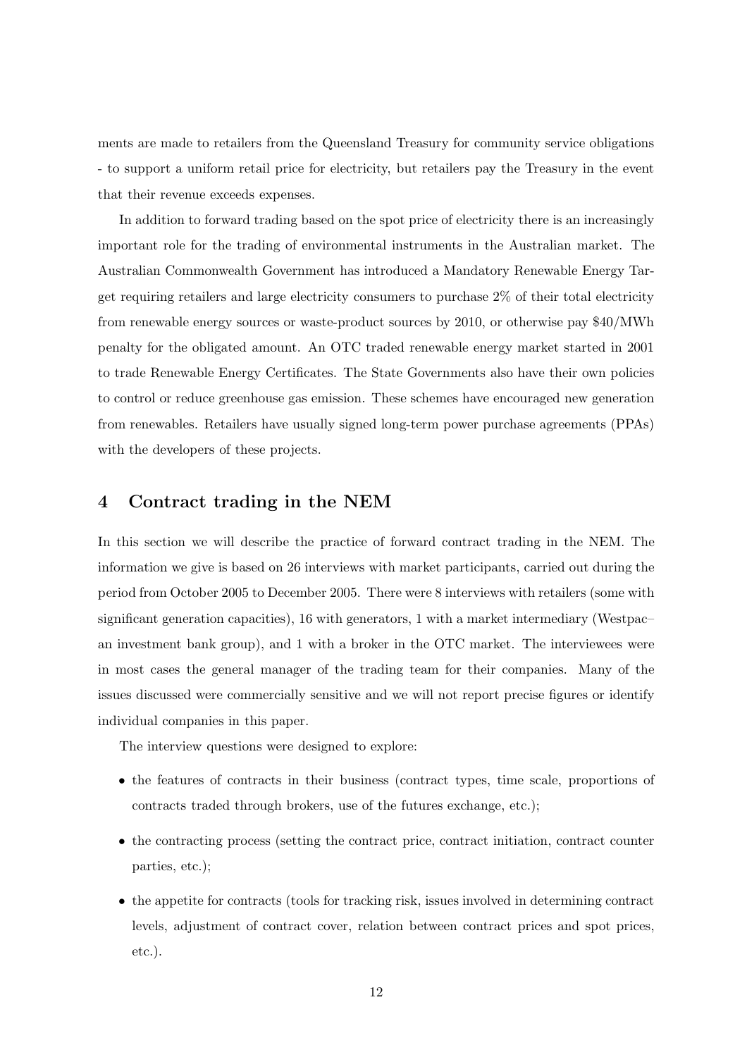ments are made to retailers from the Queensland Treasury for community service obligations - to support a uniform retail price for electricity, but retailers pay the Treasury in the event that their revenue exceeds expenses.

In addition to forward trading based on the spot price of electricity there is an increasingly important role for the trading of environmental instruments in the Australian market. The Australian Commonwealth Government has introduced a Mandatory Renewable Energy Target requiring retailers and large electricity consumers to purchase 2% of their total electricity from renewable energy sources or waste-product sources by 2010, or otherwise pay $40/MWh penalty for the obligated amount. An OTC traded renewable energy market started in 2001 to trade Renewable Energy Certificates. The State Governments also have their own policies to control or reduce greenhouse gas emission. These schemes have encouraged new generation from renewables. Retailers have usually signed long-term power purchase agreements (PPAs) with the developers of these projects.

## 4 Contract trading in the NEM

In this section we will describe the practice of forward contract trading in the NEM. The information we give is based on 26 interviews with market participants, carried out during the period from October 2005 to December 2005. There were 8 interviews with retailers (some with significant generation capacities), 16 with generators, 1 with a market intermediary (Westpac– an investment bank group), and 1 with a broker in the OTC market. The interviewees were in most cases the general manager of the trading team for their companies. Many of the issues discussed were commercially sensitive and we will not report precise figures or identify individual companies in this paper.

The interview questions were designed to explore:

- the features of contracts in their business (contract types, time scale, proportions of contracts traded through brokers, use of the futures exchange, etc.);
- the contracting process (setting the contract price, contract initiation, contract counter parties, etc.);
- the appetite for contracts (tools for tracking risk, issues involved in determining contract levels, adjustment of contract cover, relation between contract prices and spot prices, etc.).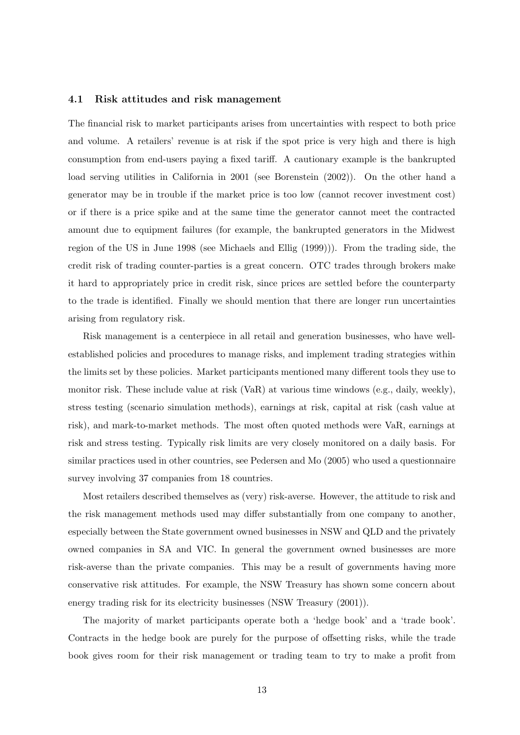### 4.1 Risk attitudes and risk management

The financial risk to market participants arises from uncertainties with respect to both price and volume. A retailers' revenue is at risk if the spot price is very high and there is high consumption from end-users paying a fixed tariff. A cautionary example is the bankrupted load serving utilities in California in 2001 (see Borenstein (2002)). On the other hand a generator may be in trouble if the market price is too low (cannot recover investment cost) or if there is a price spike and at the same time the generator cannot meet the contracted amount due to equipment failures (for example, the bankrupted generators in the Midwest region of the US in June 1998 (see Michaels and Ellig (1999))). From the trading side, the credit risk of trading counter-parties is a great concern. OTC trades through brokers make it hard to appropriately price in credit risk, since prices are settled before the counterparty to the trade is identified. Finally we should mention that there are longer run uncertainties arising from regulatory risk.

Risk management is a centerpiece in all retail and generation businesses, who have well-established policies and procedures to manage risks, and implement trading strategies within the limits set by these policies. Market participants mentioned many different tools they use to monitor risk. These include value at risk (VaR) at various time windows (e.g., daily, weekly), stress testing (scenario simulation methods), earnings at risk, capital at risk (cash value at risk), and mark-to-market methods. The most often quoted methods were VaR, earnings at risk and stress testing. Typically risk limits are very closely monitored on a daily basis. For similar practices used in other countries, see Pedersen and Mo (2005) who used a questionnaire survey involving 37 companies from 18 countries.

Most retailers described themselves as (very) risk-averse. However, the attitude to risk and the risk management methods used may differ substantially from one company to another, especially between the State government owned businesses in NSW and QLD and the privately owned companies in SA and VIC. In general the government owned businesses are more risk-averse than the private companies. This may be a result of governments having more conservative risk attitudes. For example, the NSW Treasury has shown some concern about energy trading risk for its electricity businesses (NSW Treasury (2001)).

The majority of market participants operate both a 'hedge book' and a 'trade book'. Contracts in the hedge book are purely for the purpose of offsetting risks, while the trade book gives room for their risk management or trading team to try to make a profit from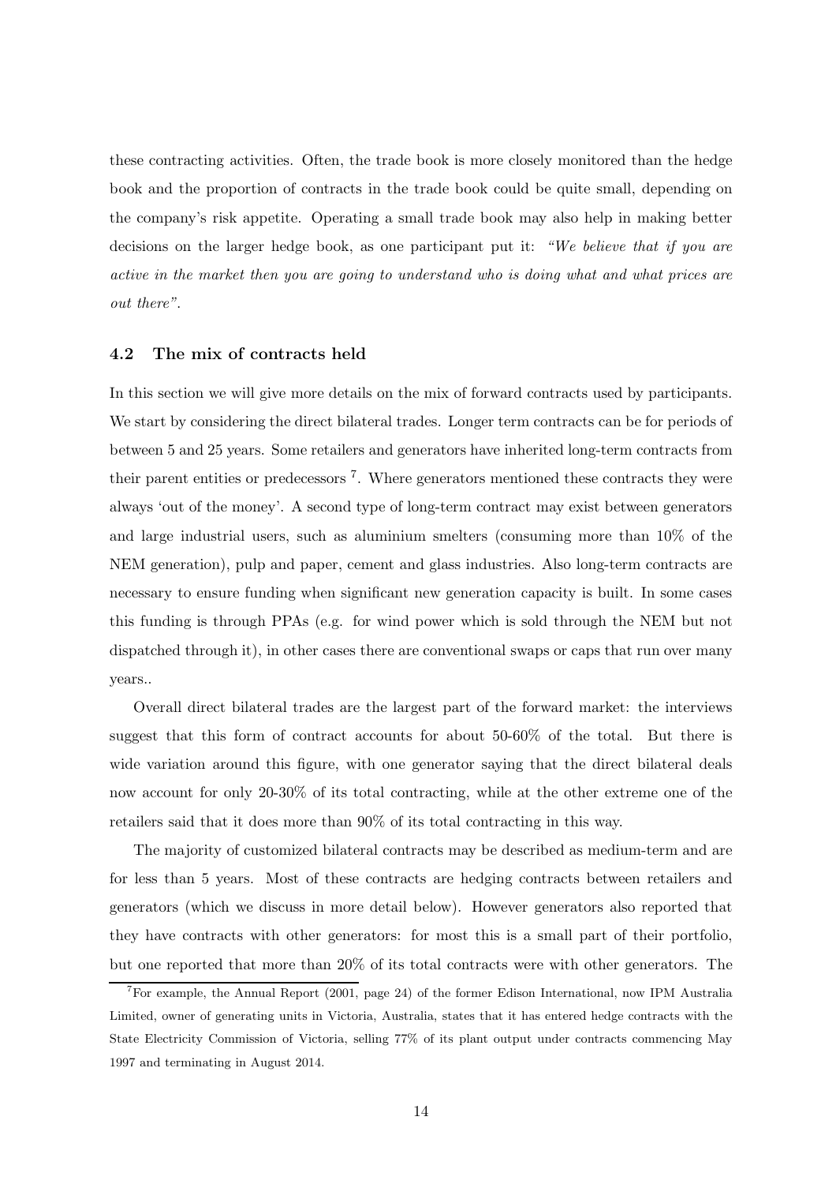these contracting activities. Often, the trade book is more closely monitored than the hedge book and the proportion of contracts in the trade book could be quite small, depending on the company's risk appetite. Operating a small trade book may also help in making better decisions on the larger hedge book, as one participant put it: *"We believe that if you are active in the market then you are going to understand who is doing what and what prices are out there"*.

### 4.2 The mix of contracts held

In this section we will give more details on the mix of forward contracts used by participants. We start by considering the direct bilateral trades. Longer term contracts can be for periods of between 5 and 25 years. Some retailers and generators have inherited long-term contracts from their parent entities or predecessors [7]. Where generators mentioned these contracts they were always 'out of the money'. A second type of long-term contract may exist between generators and large industrial users, such as aluminium smelters (consuming more than 10% of the NEM generation), pulp and paper, cement and glass industries. Also long-term contracts are necessary to ensure funding when significant new generation capacity is built. In some cases this funding is through PPAs (e.g. for wind power which is sold through the NEM but not dispatched through it), in other cases there are conventional swaps or caps that run over many years..

Overall direct bilateral trades are the largest part of the forward market: the interviews suggest that this form of contract accounts for about 50-60% of the total. But there is wide variation around this figure, with one generator saying that the direct bilateral deals now account for only 20-30% of its total contracting, while at the other extreme one of the retailers said that it does more than 90% of its total contracting in this way.

The majority of customized bilateral contracts may be described as medium-term and are for less than 5 years. Most of these contracts are hedging contracts between retailers and generators (which we discuss in more detail below). However generators also reported that they have contracts with other generators: for most this is a small part of their portfolio, but one reported that more than 20% of its total contracts were with other generators. The

[7] For example, the Annual Report (2001, page 24) of the former Edison International, now IPM Australia Limited, owner of generating units in Victoria, Australia, states that it has entered hedge contracts with the State Electricity Commission of Victoria, selling 77% of its plant output under contracts commencing May 1997 and terminating in August 2014.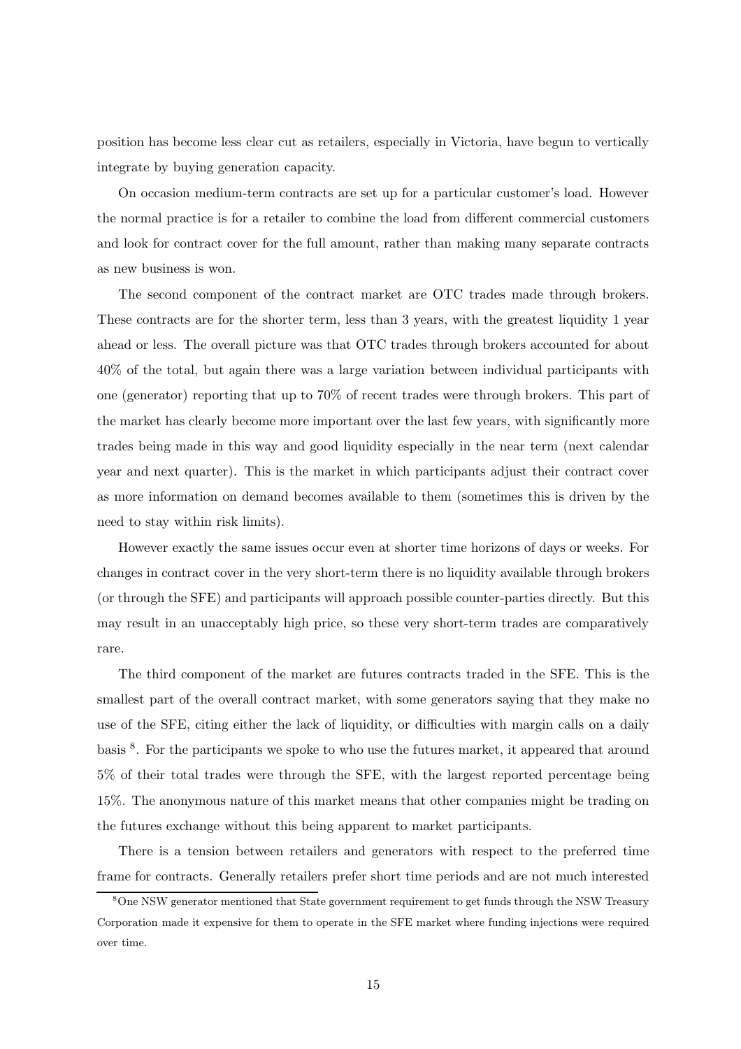position has become less clear cut as retailers, especially in Victoria, have begun to vertically integrate by buying generation capacity.

On occasion medium-term contracts are set up for a particular customer's load. However the normal practice is for a retailer to combine the load from different commercial customers and look for contract cover for the full amount, rather than making many separate contracts as new business is won.

The second component of the contract market are OTC trades made through brokers. These contracts are for the shorter term, less than 3 years, with the greatest liquidity 1 year ahead or less. The overall picture was that OTC trades through brokers accounted for about 40% of the total, but again there was a large variation between individual participants with one (generator) reporting that up to 70% of recent trades were through brokers. This part of the market has clearly become more important over the last few years, with significantly more trades being made in this way and good liquidity especially in the near term (next calendar year and next quarter). This is the market in which participants adjust their contract cover as more information on demand becomes available to them (sometimes this is driven by the need to stay within risk limits).

However exactly the same issues occur even at shorter time horizons of days or weeks. For changes in contract cover in the very short-term there is no liquidity available through brokers (or through the SFE) and participants will approach possible counter-parties directly. But this may result in an unacceptably high price, so these very short-term trades are comparatively rare.

The third component of the market are futures contracts traded in the SFE. This is the smallest part of the overall contract market, with some generators saying that they make no use of the SFE, citing either the lack of liquidity, or difficulties with margin calls on a daily basis [8]. For the participants we spoke to who use the futures market, it appeared that around 5% of their total trades were through the SFE, with the largest reported percentage being 15%. The anonymous nature of this market means that other companies might be trading on the futures exchange without this being apparent to market participants.

There is a tension between retailers and generators with respect to the preferred time frame for contracts. Generally retailers prefer short time periods and are not much interested

[8] One NSW generator mentioned that State government requirement to get funds through the NSW Treasury Corporation made it expensive for them to operate in the SFE market where funding injections were required over time.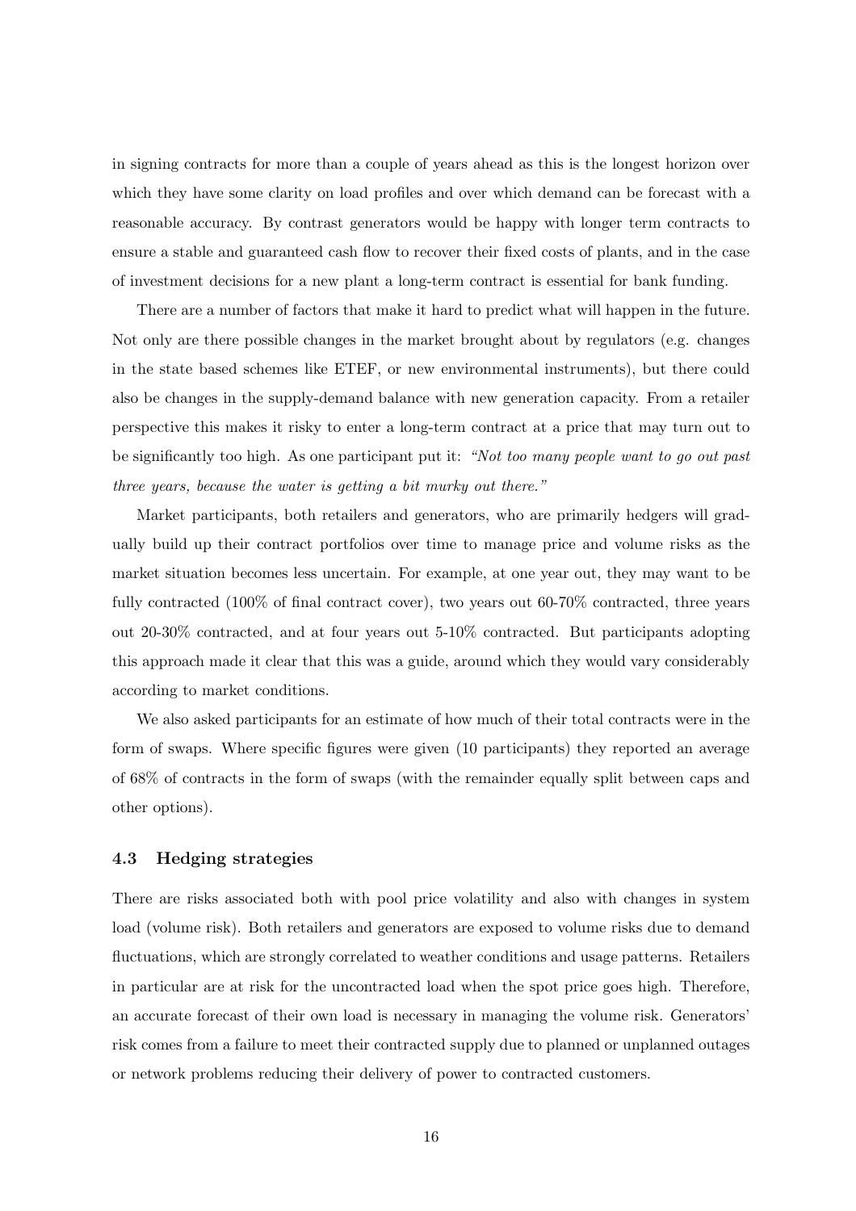in signing contracts for more than a couple of years ahead as this is the longest horizon over which they have some clarity on load profiles and over which demand can be forecast with a reasonable accuracy. By contrast generators would be happy with longer term contracts to ensure a stable and guaranteed cash flow to recover their fixed costs of plants, and in the case of investment decisions for a new plant a long-term contract is essential for bank funding.

There are a number of factors that make it hard to predict what will happen in the future. Not only are there possible changes in the market brought about by regulators (e.g. changes in the state based schemes like ETEF, or new environmental instruments), but there could also be changes in the supply-demand balance with new generation capacity. From a retailer perspective this makes it risky to enter a long-term contract at a price that may turn out to be significantly too high. As one participant put it: *"Not too many people want to go out past three years, because the water is getting a bit murky out there."*

Market participants, both retailers and generators, who are primarily hedgers will gradually build up their contract portfolios over time to manage price and volume risks as the market situation becomes less uncertain. For example, at one year out, they may want to be fully contracted (100% of final contract cover), two years out 60-70% contracted, three years out 20-30% contracted, and at four years out 5-10% contracted. But participants adopting this approach made it clear that this was a guide, around which they would vary considerably according to market conditions.

We also asked participants for an estimate of how much of their total contracts were in the form of swaps. Where specific figures were given (10 participants) they reported an average of 68% of contracts in the form of swaps (with the remainder equally split between caps and other options).

### 4.3 Hedging strategies

There are risks associated both with pool price volatility and also with changes in system load (volume risk). Both retailers and generators are exposed to volume risks due to demand fluctuations, which are strongly correlated to weather conditions and usage patterns. Retailers in particular are at risk for the uncontracted load when the spot price goes high. Therefore, an accurate forecast of their own load is necessary in managing the volume risk. Generators' risk comes from a failure to meet their contracted supply due to planned or unplanned outages or network problems reducing their delivery of power to contracted customers.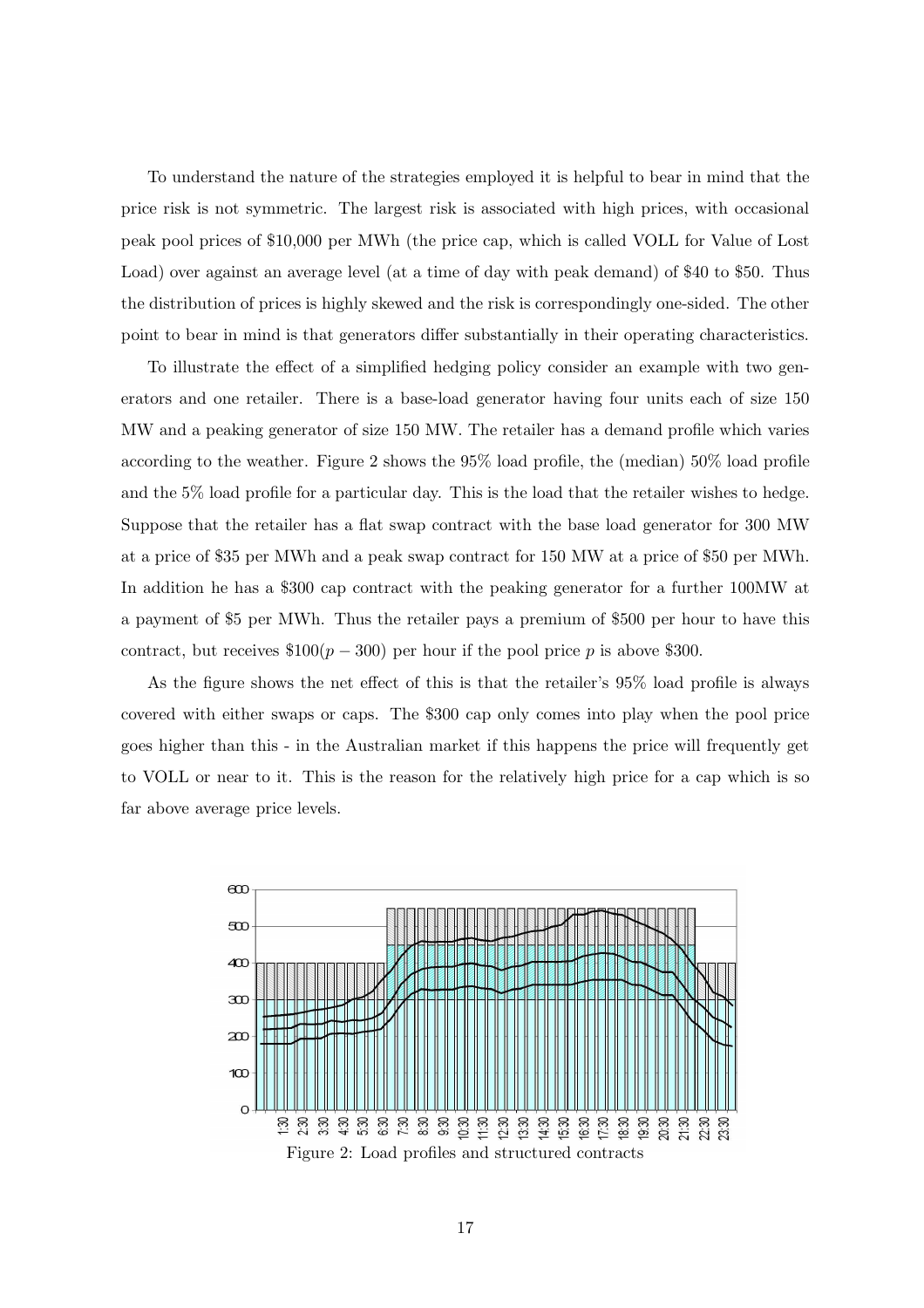To understand the nature of the strategies employed it is helpful to bear in mind that the price risk is not symmetric. The largest risk is associated with high prices, with occasional peak pool prices of \$10,000 per MWh (the price cap, which is called VOLL for Value of Lost Load) over against an average level (at a time of day with peak demand) of \$40 to \$50. Thus the distribution of prices is highly skewed and the risk is correspondingly one-sided. The other point to bear in mind is that generators differ substantially in their operating characteristics.

To illustrate the effect of a simplified hedging policy consider an example with two generators and one retailer. There is a base-load generator having four units each of size 150 MW and a peaking generator of size 150 MW. The retailer has a demand profile which varies according to the weather. Figure 2 shows the 95% load profile, the (median) 50% load profile and the 5% load profile for a particular day. This is the load that the retailer wishes to hedge. Suppose that the retailer has a flat swap contract with the base load generator for 300 MW at a price of \$35 per MWh and a peak swap contract for 150 MW at a price of \$50 per MWh. In addition he has a \$300 cap contract with the peaking generator for a further 100MW at a payment of \$5 per MWh. Thus the retailer pays a premium of \$500 per hour to have this contract, but receives $\$100(p - 300)$ per hour if the pool price $p$ is above \$300.

As the figure shows the net effect of this is that the retailer's 95% load profile is always covered with either swaps or caps. The \$300 cap only comes into play when the pool price goes higher than this - in the Australian market if this happens the price will frequently get to VOLL or near to it. This is the reason for the relatively high price for a cap which is so far above average price levels.

Figure 2: Load profiles and structured contracts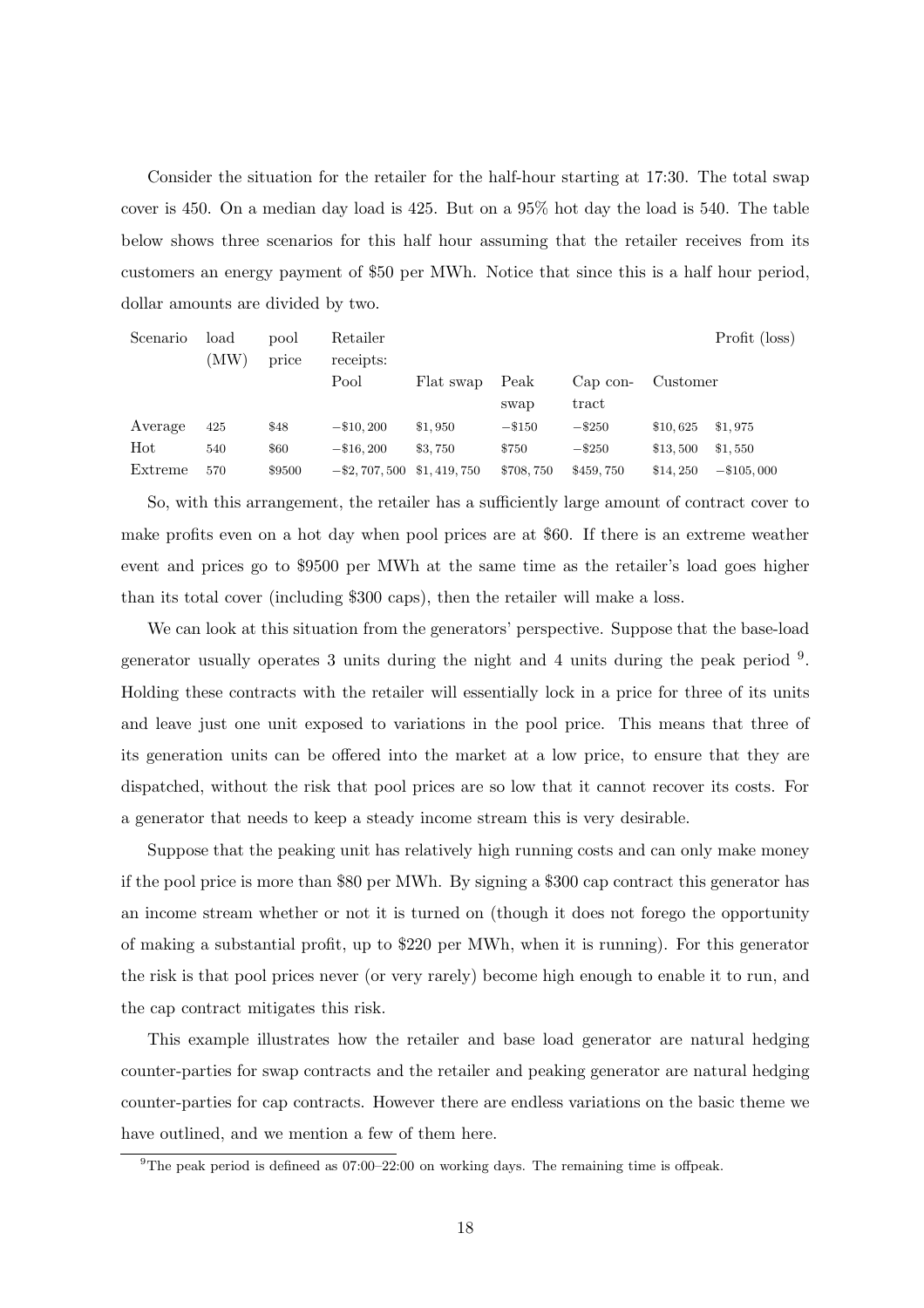Consider the situation for the retailer for the half-hour starting at 17:30. The total swap cover is 450. On a median day load is 425. But on a 95% hot day the load is 540. The table below shows three scenarios for this half hour assuming that the retailer receives from its customers an energy payment of \$50 per MWh. Notice that since this is a half hour period, dollar amounts are divided by two.

| Scenario | load (MW) | pool price | Retailer receipts: Pool | Flat swap | Peak swap | Cap contract | Customer | Profit (loss) |
|---|---|---|---|---|---|---|---|---|
| Average | 425 | \$48 | −\$10,200 | \$1,950 | −\$150 | −\$250 | \$10,625 | \$1,975 |
| Hot | 540 | \$60 | −\$16,200 | \$3,750 | \$750 | −\$250 | \$13,500 | \$1,550 |
| Extreme | 570 | \$9500 | −\$2,707,500 | \$1,419,750 | \$708,750 | \$459,750 | \$14,250 | −\$105,000 |

So, with this arrangement, the retailer has a sufficiently large amount of contract cover to make profits even on a hot day when pool prices are at \$60. If there is an extreme weather event and prices go to \$9500 per MWh at the same time as the retailer's load goes higher than its total cover (including \$300 caps), then the retailer will make a loss.

We can look at this situation from the generators' perspective. Suppose that the base-load generator usually operates 3 units during the night and 4 units during the peak period [9]. Holding these contracts with the retailer will essentially lock in a price for three of its units and leave just one unit exposed to variations in the pool price. This means that three of its generation units can be offered into the market at a low price, to ensure that they are dispatched, without the risk that pool prices are so low that it cannot recover its costs. For a generator that needs to keep a steady income stream this is very desirable.

Suppose that the peaking unit has relatively high running costs and can only make money if the pool price is more than \$80 per MWh. By signing a \$300 cap contract this generator has an income stream whether or not it is turned on (though it does not forego the opportunity of making a substantial profit, up to \$220 per MWh, when it is running). For this generator the risk is that pool prices never (or very rarely) become high enough to enable it to run, and the cap contract mitigates this risk.

This example illustrates how the retailer and base load generator are natural hedging counter-parties for swap contracts and the retailer and peaking generator are natural hedging counter-parties for cap contracts. However there are endless variations on the basic theme we have outlined, and we mention a few of them here.

[9] The peak period is defineed as 07:00–22:00 on working days. The remaining time is offpeak.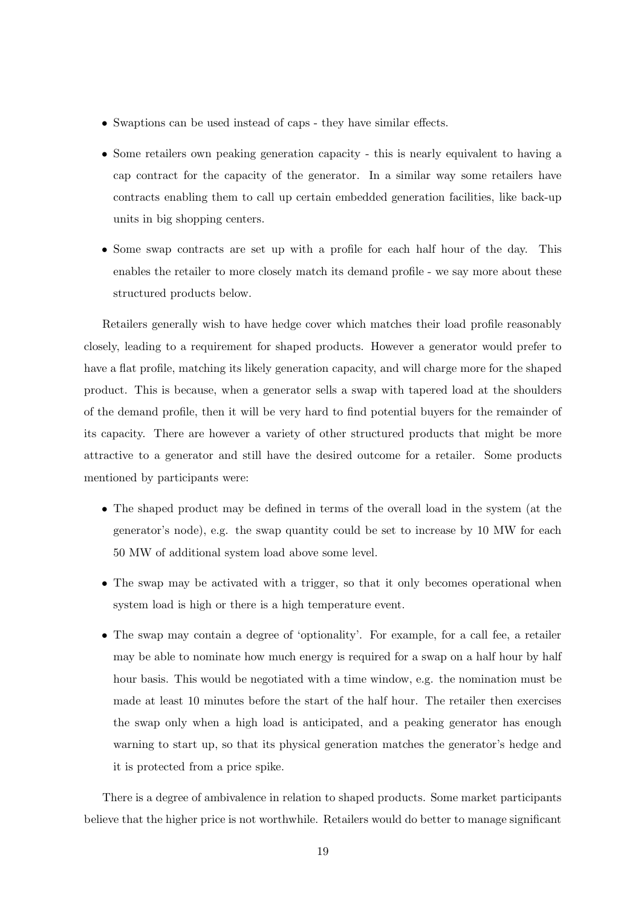- Swaptions can be used instead of caps - they have similar effects.
- Some retailers own peaking generation capacity - this is nearly equivalent to having a cap contract for the capacity of the generator. In a similar way some retailers have contracts enabling them to call up certain embedded generation facilities, like back-up units in big shopping centers.
- Some swap contracts are set up with a profile for each half hour of the day. This enables the retailer to more closely match its demand profile - we say more about these structured products below.

Retailers generally wish to have hedge cover which matches their load profile reasonably closely, leading to a requirement for shaped products. However a generator would prefer to have a flat profile, matching its likely generation capacity, and will charge more for the shaped product. This is because, when a generator sells a swap with tapered load at the shoulders of the demand profile, then it will be very hard to find potential buyers for the remainder of its capacity. There are however a variety of other structured products that might be more attractive to a generator and still have the desired outcome for a retailer. Some products mentioned by participants were:

- The shaped product may be defined in terms of the overall load in the system (at the generator's node), e.g. the swap quantity could be set to increase by 10 MW for each 50 MW of additional system load above some level.
- The swap may be activated with a trigger, so that it only becomes operational when system load is high or there is a high temperature event.
- The swap may contain a degree of 'optionality'. For example, for a call fee, a retailer may be able to nominate how much energy is required for a swap on a half hour by half hour basis. This would be negotiated with a time window, e.g. the nomination must be made at least 10 minutes before the start of the half hour. The retailer then exercises the swap only when a high load is anticipated, and a peaking generator has enough warning to start up, so that its physical generation matches the generator's hedge and it is protected from a price spike.

There is a degree of ambivalence in relation to shaped products. Some market participants believe that the higher price is not worthwhile. Retailers would do better to manage significant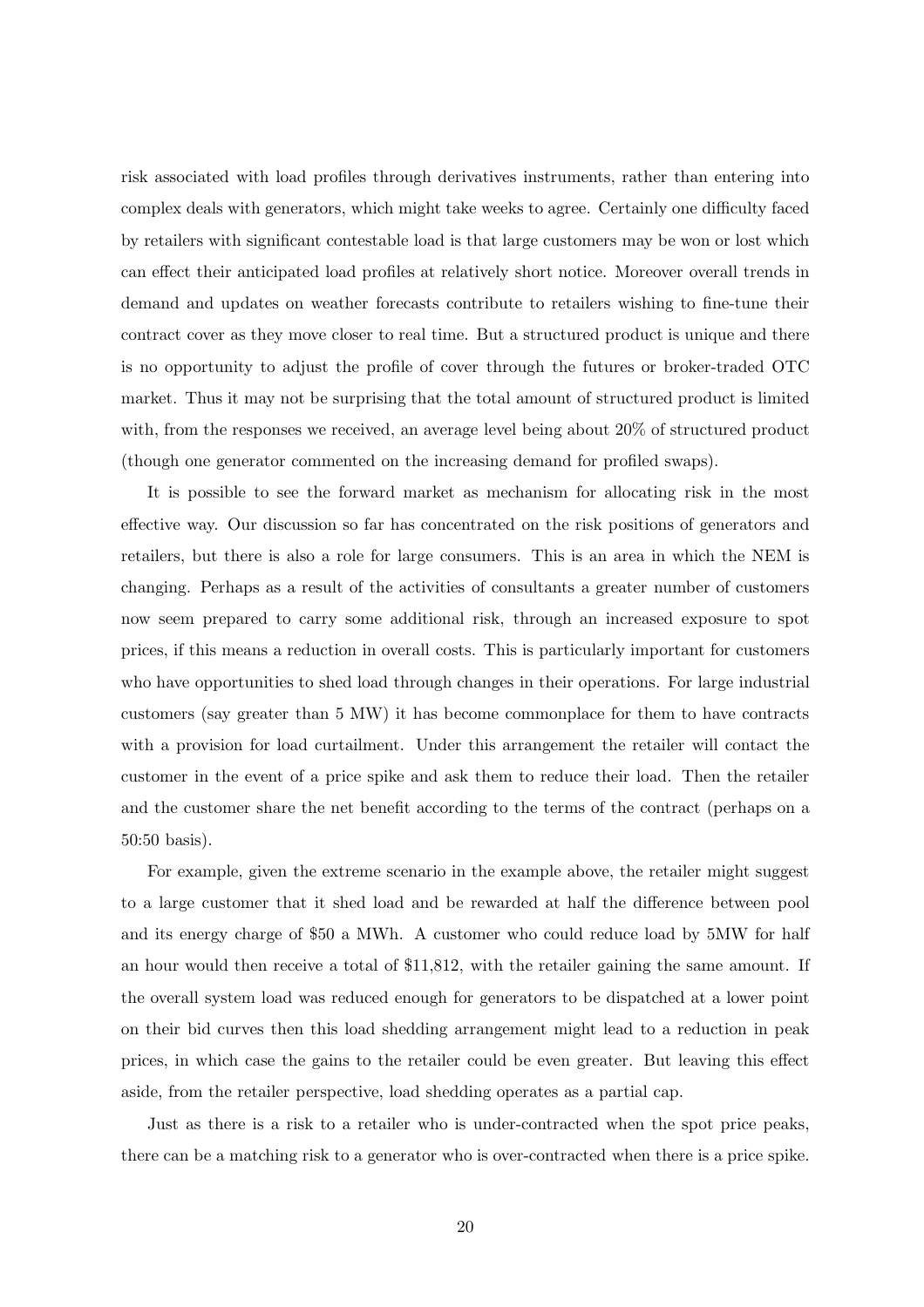risk associated with load profiles through derivatives instruments, rather than entering into complex deals with generators, which might take weeks to agree. Certainly one difficulty faced by retailers with significant contestable load is that large customers may be won or lost which can effect their anticipated load profiles at relatively short notice. Moreover overall trends in demand and updates on weather forecasts contribute to retailers wishing to fine-tune their contract cover as they move closer to real time. But a structured product is unique and there is no opportunity to adjust the profile of cover through the futures or broker-traded OTC market. Thus it may not be surprising that the total amount of structured product is limited with, from the responses we received, an average level being about 20% of structured product (though one generator commented on the increasing demand for profiled swaps).

It is possible to see the forward market as mechanism for allocating risk in the most effective way. Our discussion so far has concentrated on the risk positions of generators and retailers, but there is also a role for large consumers. This is an area in which the NEM is changing. Perhaps as a result of the activities of consultants a greater number of customers now seem prepared to carry some additional risk, through an increased exposure to spot prices, if this means a reduction in overall costs. This is particularly important for customers who have opportunities to shed load through changes in their operations. For large industrial customers (say greater than 5 MW) it has become commonplace for them to have contracts with a provision for load curtailment. Under this arrangement the retailer will contact the customer in the event of a price spike and ask them to reduce their load. Then the retailer and the customer share the net benefit according to the terms of the contract (perhaps on a 50:50 basis).

For example, given the extreme scenario in the example above, the retailer might suggest to a large customer that it shed load and be rewarded at half the difference between pool and its energy charge of $50 a MWh. A customer who could reduce load by 5MW for half an hour would then receive a total of $11,812, with the retailer gaining the same amount. If the overall system load was reduced enough for generators to be dispatched at a lower point on their bid curves then this load shedding arrangement might lead to a reduction in peak prices, in which case the gains to the retailer could be even greater. But leaving this effect aside, from the retailer perspective, load shedding operates as a partial cap.

Just as there is a risk to a retailer who is under-contracted when the spot price peaks, there can be a matching risk to a generator who is over-contracted when there is a price spike.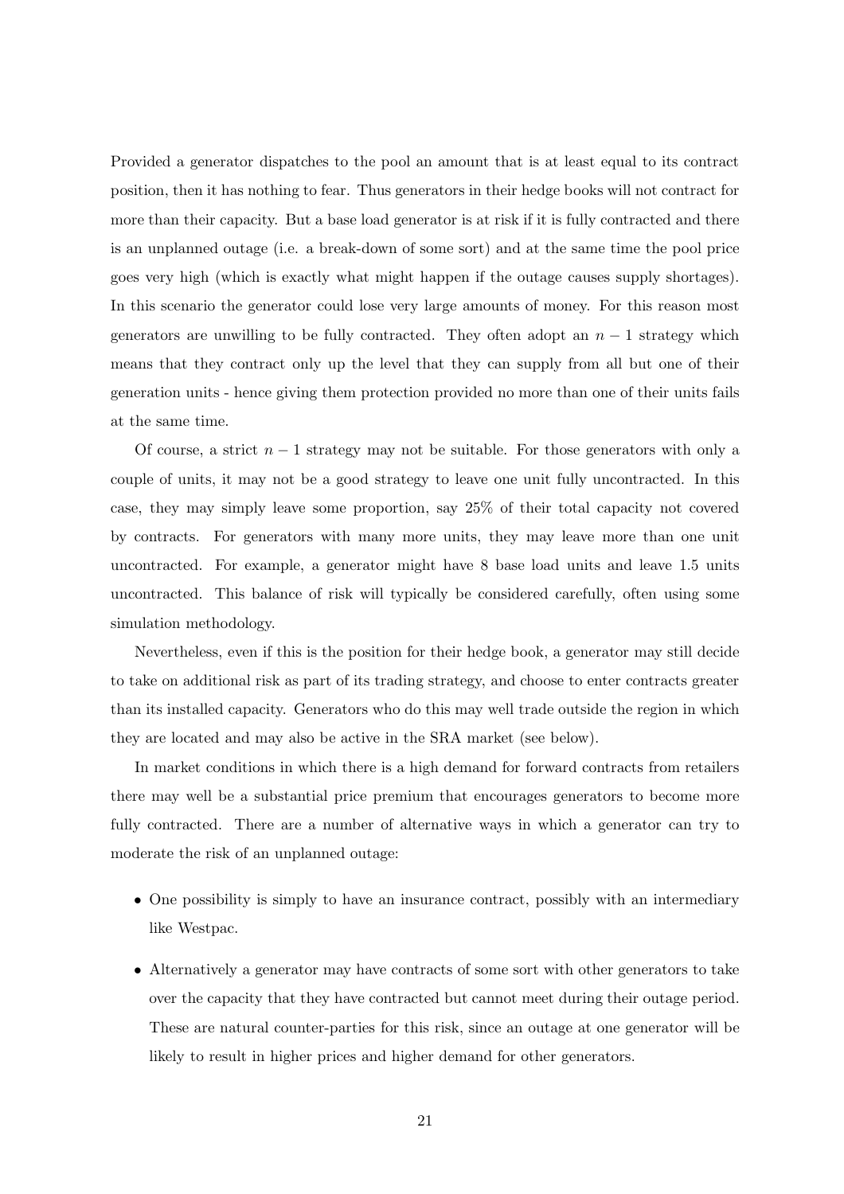Provided a generator dispatches to the pool an amount that is at least equal to its contract position, then it has nothing to fear. Thus generators in their hedge books will not contract for more than their capacity. But a base load generator is at risk if it is fully contracted and there is an unplanned outage (i.e. a break-down of some sort) and at the same time the pool price goes very high (which is exactly what might happen if the outage causes supply shortages). In this scenario the generator could lose very large amounts of money. For this reason most generators are unwilling to be fully contracted. They often adopt an $n-1$ strategy which means that they contract only up the level that they can supply from all but one of their generation units - hence giving them protection provided no more than one of their units fails at the same time.

Of course, a strict $n-1$ strategy may not be suitable. For those generators with only a couple of units, it may not be a good strategy to leave one unit fully uncontracted. In this case, they may simply leave some proportion, say 25% of their total capacity not covered by contracts. For generators with many more units, they may leave more than one unit uncontracted. For example, a generator might have 8 base load units and leave 1.5 units uncontracted. This balance of risk will typically be considered carefully, often using some simulation methodology.

Nevertheless, even if this is the position for their hedge book, a generator may still decide to take on additional risk as part of its trading strategy, and choose to enter contracts greater than its installed capacity. Generators who do this may well trade outside the region in which they are located and may also be active in the SRA market (see below).

In market conditions in which there is a high demand for forward contracts from retailers there may well be a substantial price premium that encourages generators to become more fully contracted. There are a number of alternative ways in which a generator can try to moderate the risk of an unplanned outage:

- One possibility is simply to have an insurance contract, possibly with an intermediary like Westpac.
- Alternatively a generator may have contracts of some sort with other generators to take over the capacity that they have contracted but cannot meet during their outage period. These are natural counter-parties for this risk, since an outage at one generator will be likely to result in higher prices and higher demand for other generators.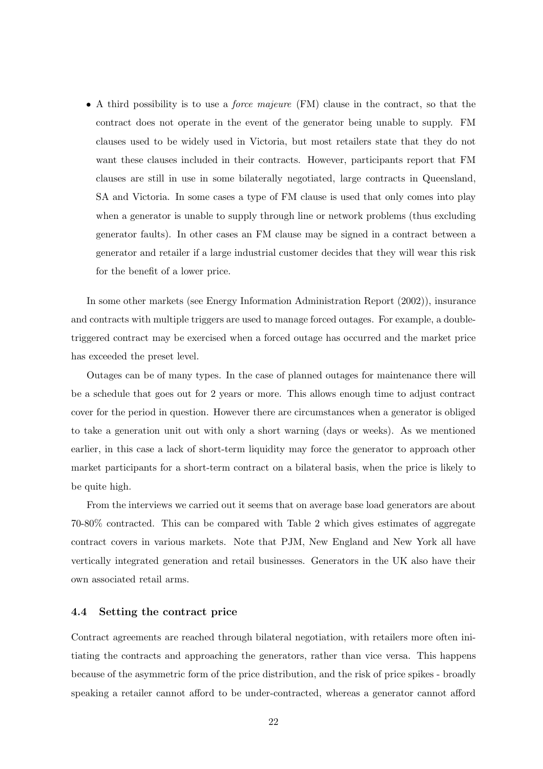- A third possibility is to use a *force majeure* (FM) clause in the contract, so that the contract does not operate in the event of the generator being unable to supply. FM clauses used to be widely used in Victoria, but most retailers state that they do not want these clauses included in their contracts. However, participants report that FM clauses are still in use in some bilaterally negotiated, large contracts in Queensland, SA and Victoria. In some cases a type of FM clause is used that only comes into play when a generator is unable to supply through line or network problems (thus excluding generator faults). In other cases an FM clause may be signed in a contract between a generator and retailer if a large industrial customer decides that they will wear this risk for the benefit of a lower price.

In some other markets (see Energy Information Administration Report (2002)), insurance and contracts with multiple triggers are used to manage forced outages. For example, a double-triggered contract may be exercised when a forced outage has occurred and the market price has exceeded the preset level.

Outages can be of many types. In the case of planned outages for maintenance there will be a schedule that goes out for 2 years or more. This allows enough time to adjust contract cover for the period in question. However there are circumstances when a generator is obliged to take a generation unit out with only a short warning (days or weeks). As we mentioned earlier, in this case a lack of short-term liquidity may force the generator to approach other market participants for a short-term contract on a bilateral basis, when the price is likely to be quite high.

From the interviews we carried out it seems that on average base load generators are about 70-80% contracted. This can be compared with Table 2 which gives estimates of aggregate contract covers in various markets. Note that PJM, New England and New York all have vertically integrated generation and retail businesses. Generators in the UK also have their own associated retail arms.

### 4.4 Setting the contract price

Contract agreements are reached through bilateral negotiation, with retailers more often initiating the contracts and approaching the generators, rather than vice versa. This happens because of the asymmetric form of the price distribution, and the risk of price spikes - broadly speaking a retailer cannot afford to be under-contracted, whereas a generator cannot afford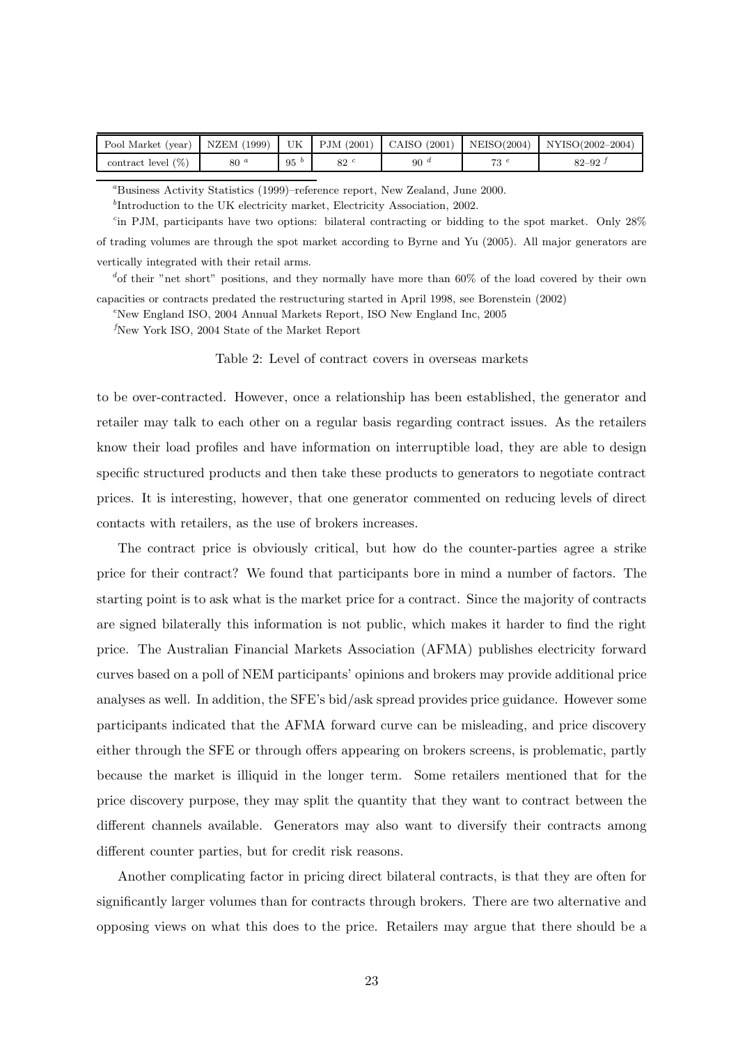| Pool Market (year) | NZEM (1999) | UK | PJM (2001) | CAISO (2001) | NEISO(2004) | NYISO(2002–2004) |
|---|---|---|---|---|---|---|
| contract level (%) | 80 [a] | 95 [b] | 82 [c] | 90 [d] | 73 [e] | 82–92 [f] |

[a]Business Activity Statistics (1999)–reference report, New Zealand, June 2000.

[b]Introduction to the UK electricity market, Electricity Association, 2002.

[c]in PJM, participants have two options: bilateral contracting or bidding to the spot market. Only 28% of trading volumes are through the spot market according to Byrne and Yu (2005). All major generators are vertically integrated with their retail arms.

[d]of their "net short" positions, and they normally have more than 60% of the load covered by their own capacities or contracts predated the restructuring started in April 1998, see Borenstein (2002)

[e]New England ISO, 2004 Annual Markets Report, ISO New England Inc, 2005

[f]New York ISO, 2004 State of the Market Report

Table 2: Level of contract covers in overseas markets

to be over-contracted. However, once a relationship has been established, the generator and retailer may talk to each other on a regular basis regarding contract issues. As the retailers know their load profiles and have information on interruptible load, they are able to design specific structured products and then take these products to generators to negotiate contract prices. It is interesting, however, that one generator commented on reducing levels of direct contacts with retailers, as the use of brokers increases.

The contract price is obviously critical, but how do the counter-parties agree a strike price for their contract? We found that participants bore in mind a number of factors. The starting point is to ask what is the market price for a contract. Since the majority of contracts are signed bilaterally this information is not public, which makes it harder to find the right price. The Australian Financial Markets Association (AFMA) publishes electricity forward curves based on a poll of NEM participants' opinions and brokers may provide additional price analyses as well. In addition, the SFE's bid/ask spread provides price guidance. However some participants indicated that the AFMA forward curve can be misleading, and price discovery either through the SFE or through offers appearing on brokers screens, is problematic, partly because the market is illiquid in the longer term. Some retailers mentioned that for the price discovery purpose, they may split the quantity that they want to contract between the different channels available. Generators may also want to diversify their contracts among different counter parties, but for credit risk reasons.

Another complicating factor in pricing direct bilateral contracts, is that they are often for significantly larger volumes than for contracts through brokers. There are two alternative and opposing views on what this does to the price. Retailers may argue that there should be a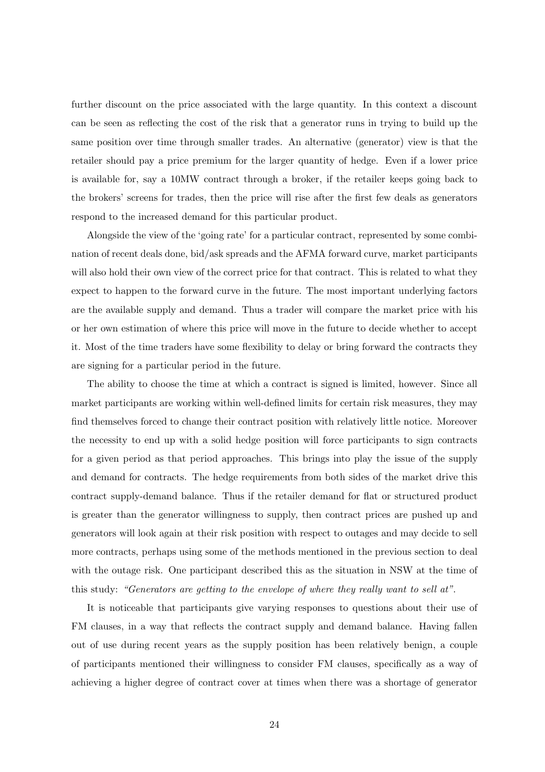further discount on the price associated with the large quantity. In this context a discount can be seen as reflecting the cost of the risk that a generator runs in trying to build up the same position over time through smaller trades. An alternative (generator) view is that the retailer should pay a price premium for the larger quantity of hedge. Even if a lower price is available for, say a 10MW contract through a broker, if the retailer keeps going back to the brokers' screens for trades, then the price will rise after the first few deals as generators respond to the increased demand for this particular product.

Alongside the view of the 'going rate' for a particular contract, represented by some combination of recent deals done, bid/ask spreads and the AFMA forward curve, market participants will also hold their own view of the correct price for that contract. This is related to what they expect to happen to the forward curve in the future. The most important underlying factors are the available supply and demand. Thus a trader will compare the market price with his or her own estimation of where this price will move in the future to decide whether to accept it. Most of the time traders have some flexibility to delay or bring forward the contracts they are signing for a particular period in the future.

The ability to choose the time at which a contract is signed is limited, however. Since all market participants are working within well-defined limits for certain risk measures, they may find themselves forced to change their contract position with relatively little notice. Moreover the necessity to end up with a solid hedge position will force participants to sign contracts for a given period as that period approaches. This brings into play the issue of the supply and demand for contracts. The hedge requirements from both sides of the market drive this contract supply-demand balance. Thus if the retailer demand for flat or structured product is greater than the generator willingness to supply, then contract prices are pushed up and generators will look again at their risk position with respect to outages and may decide to sell more contracts, perhaps using some of the methods mentioned in the previous section to deal with the outage risk. One participant described this as the situation in NSW at the time of this study: *"Generators are getting to the envelope of where they really want to sell at"*.

It is noticeable that participants give varying responses to questions about their use of FM clauses, in a way that reflects the contract supply and demand balance. Having fallen out of use during recent years as the supply position has been relatively benign, a couple of participants mentioned their willingness to consider FM clauses, specifically as a way of achieving a higher degree of contract cover at times when there was a shortage of generator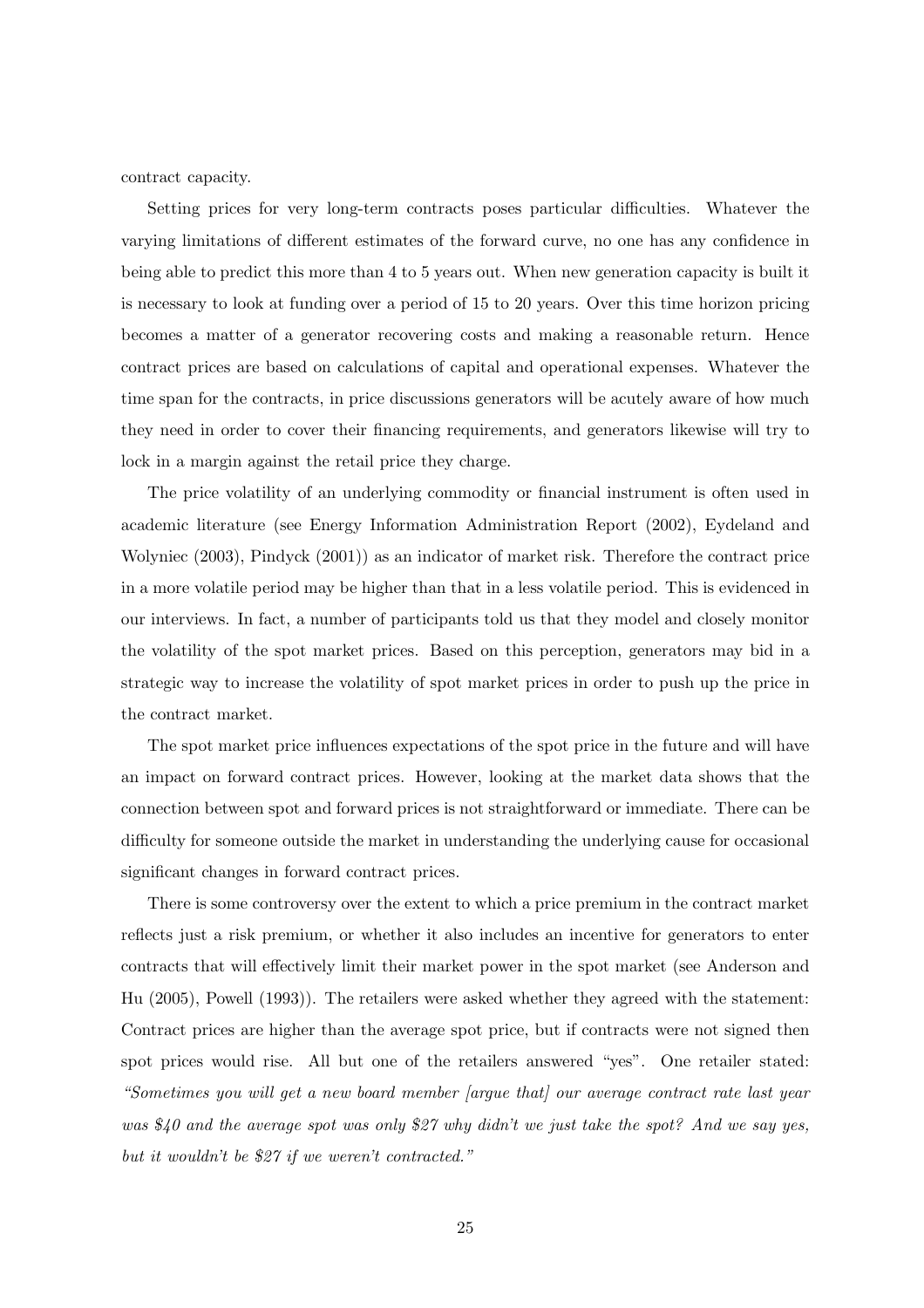contract capacity.

Setting prices for very long-term contracts poses particular difficulties. Whatever the varying limitations of different estimates of the forward curve, no one has any confidence in being able to predict this more than 4 to 5 years out. When new generation capacity is built it is necessary to look at funding over a period of 15 to 20 years. Over this time horizon pricing becomes a matter of a generator recovering costs and making a reasonable return. Hence contract prices are based on calculations of capital and operational expenses. Whatever the time span for the contracts, in price discussions generators will be acutely aware of how much they need in order to cover their financing requirements, and generators likewise will try to lock in a margin against the retail price they charge.

The price volatility of an underlying commodity or financial instrument is often used in academic literature (see Energy Information Administration Report (2002), Eydeland and Wolyniec (2003), Pindyck (2001)) as an indicator of market risk. Therefore the contract price in a more volatile period may be higher than that in a less volatile period. This is evidenced in our interviews. In fact, a number of participants told us that they model and closely monitor the volatility of the spot market prices. Based on this perception, generators may bid in a strategic way to increase the volatility of spot market prices in order to push up the price in the contract market.

The spot market price influences expectations of the spot price in the future and will have an impact on forward contract prices. However, looking at the market data shows that the connection between spot and forward prices is not straightforward or immediate. There can be difficulty for someone outside the market in understanding the underlying cause for occasional significant changes in forward contract prices.

There is some controversy over the extent to which a price premium in the contract market reflects just a risk premium, or whether it also includes an incentive for generators to enter contracts that will effectively limit their market power in the spot market (see Anderson and Hu (2005), Powell (1993)). The retailers were asked whether they agreed with the statement: Contract prices are higher than the average spot price, but if contracts were not signed then spot prices would rise. All but one of the retailers answered "yes". One retailer stated: *"Sometimes you will get a new board member [argue that] our average contract rate last year was $40 and the average spot was only $27 why didn't we just take the spot? And we say yes, but it wouldn't be $27 if we weren't contracted."*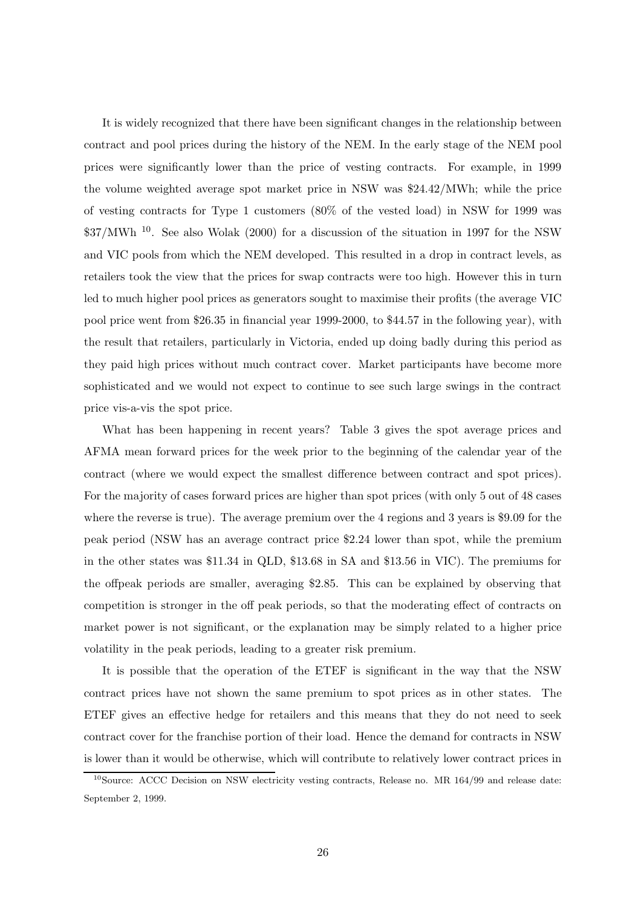It is widely recognized that there have been significant changes in the relationship between contract and pool prices during the history of the NEM. In the early stage of the NEM pool prices were significantly lower than the price of vesting contracts. For example, in 1999 the volume weighted average spot market price in NSW was $24.42/MWh; while the price of vesting contracts for Type 1 customers (80% of the vested load) in NSW for 1999 was $37/MWh [10]. See also Wolak (2000) for a discussion of the situation in 1997 for the NSW and VIC pools from which the NEM developed. This resulted in a drop in contract levels, as retailers took the view that the prices for swap contracts were too high. However this in turn led to much higher pool prices as generators sought to maximise their profits (the average VIC pool price went from $26.35 in financial year 1999-2000, to $44.57 in the following year), with the result that retailers, particularly in Victoria, ended up doing badly during this period as they paid high prices without much contract cover. Market participants have become more sophisticated and we would not expect to continue to see such large swings in the contract price vis-a-vis the spot price.

What has been happening in recent years? Table 3 gives the spot average prices and AFMA mean forward prices for the week prior to the beginning of the calendar year of the contract (where we would expect the smallest difference between contract and spot prices). For the majority of cases forward prices are higher than spot prices (with only 5 out of 48 cases where the reverse is true). The average premium over the 4 regions and 3 years is $9.09 for the peak period (NSW has an average contract price $2.24 lower than spot, while the premium in the other states was $11.34 in QLD, $13.68 in SA and $13.56 in VIC). The premiums for the offpeak periods are smaller, averaging $2.85. This can be explained by observing that competition is stronger in the off peak periods, so that the moderating effect of contracts on market power is not significant, or the explanation may be simply related to a higher price volatility in the peak periods, leading to a greater risk premium.

It is possible that the operation of the ETEF is significant in the way that the NSW contract prices have not shown the same premium to spot prices as in other states. The ETEF gives an effective hedge for retailers and this means that they do not need to seek contract cover for the franchise portion of their load. Hence the demand for contracts in NSW is lower than it would be otherwise, which will contribute to relatively lower contract prices in

[10] Source: ACCC Decision on NSW electricity vesting contracts, Release no. MR 164/99 and release date: September 2, 1999.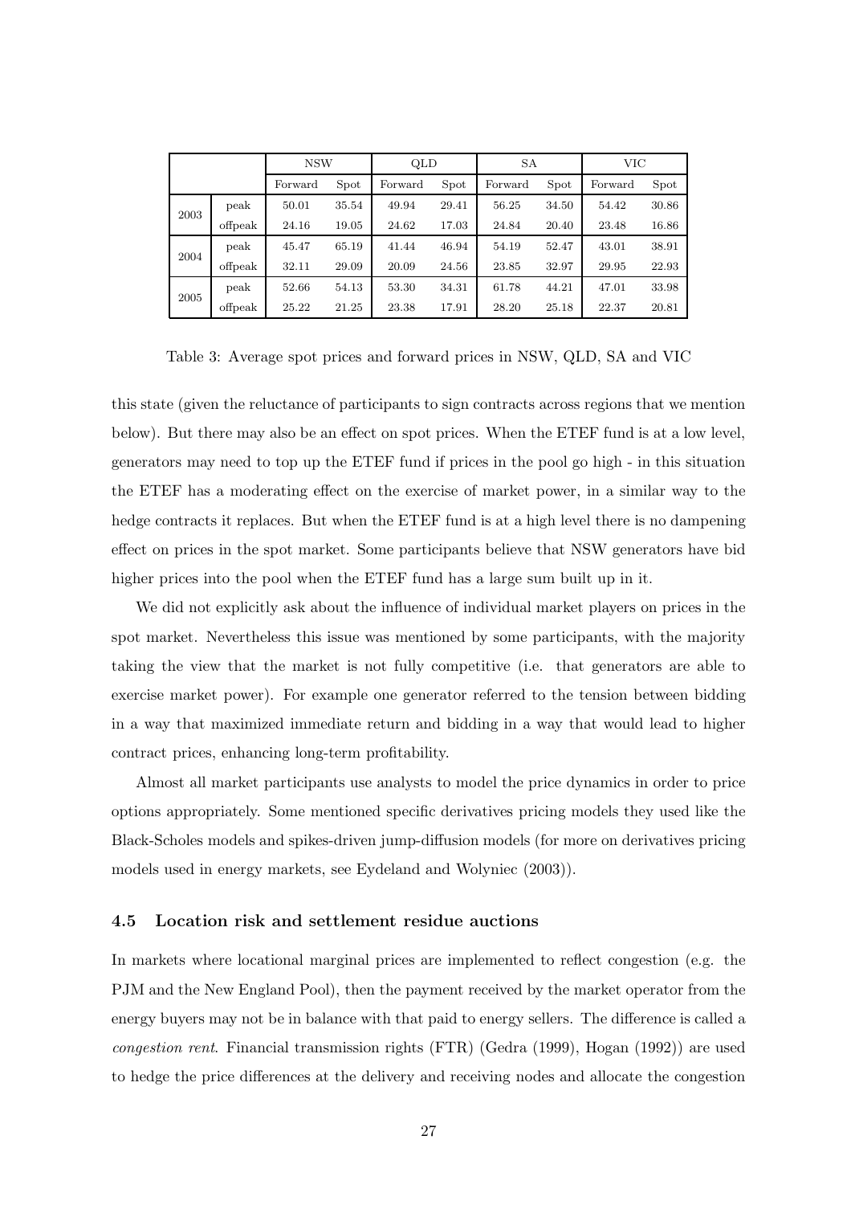| | | NSW | | QLD | | SA | | VIC | |
|---|---|---|---|---|---|---|---|---|---|
| | | Forward | Spot | Forward | Spot | Forward | Spot | Forward | Spot |
| 2003 | peak | 50.01 | 35.54 | 49.94 | 29.41 | 56.25 | 34.50 | 54.42 | 30.86 |
| | offpeak | 24.16 | 19.05 | 24.62 | 17.03 | 24.84 | 20.40 | 23.48 | 16.86 |
| 2004 | peak | 45.47 | 65.19 | 41.44 | 46.94 | 54.19 | 52.47 | 43.01 | 38.91 |
| | offpeak | 32.11 | 29.09 | 20.09 | 24.56 | 23.85 | 32.97 | 29.95 | 22.93 |
| 2005 | peak | 52.66 | 54.13 | 53.30 | 34.31 | 61.78 | 44.21 | 47.01 | 33.98 |
| | offpeak | 25.22 | 21.25 | 23.38 | 17.91 | 28.20 | 25.18 | 22.37 | 20.81 |

Table 3: Average spot prices and forward prices in NSW, QLD, SA and VIC

this state (given the reluctance of participants to sign contracts across regions that we mention below). But there may also be an effect on spot prices. When the ETEF fund is at a low level, generators may need to top up the ETEF fund if prices in the pool go high - in this situation the ETEF has a moderating effect on the exercise of market power, in a similar way to the hedge contracts it replaces. But when the ETEF fund is at a high level there is no dampening effect on prices in the spot market. Some participants believe that NSW generators have bid higher prices into the pool when the ETEF fund has a large sum built up in it.

We did not explicitly ask about the influence of individual market players on prices in the spot market. Nevertheless this issue was mentioned by some participants, with the majority taking the view that the market is not fully competitive (i.e. that generators are able to exercise market power). For example one generator referred to the tension between bidding in a way that maximized immediate return and bidding in a way that would lead to higher contract prices, enhancing long-term profitability.

Almost all market participants use analysts to model the price dynamics in order to price options appropriately. Some mentioned specific derivatives pricing models they used like the Black-Scholes models and spikes-driven jump-diffusion models (for more on derivatives pricing models used in energy markets, see Eydeland and Wolyniec (2003)).

### 4.5 Location risk and settlement residue auctions

In markets where locational marginal prices are implemented to reflect congestion (e.g. the PJM and the New England Pool), then the payment received by the market operator from the energy buyers may not be in balance with that paid to energy sellers. The difference is called a *congestion rent*. Financial transmission rights (FTR) (Gedra (1999), Hogan (1992)) are used to hedge the price differences at the delivery and receiving nodes and allocate the congestion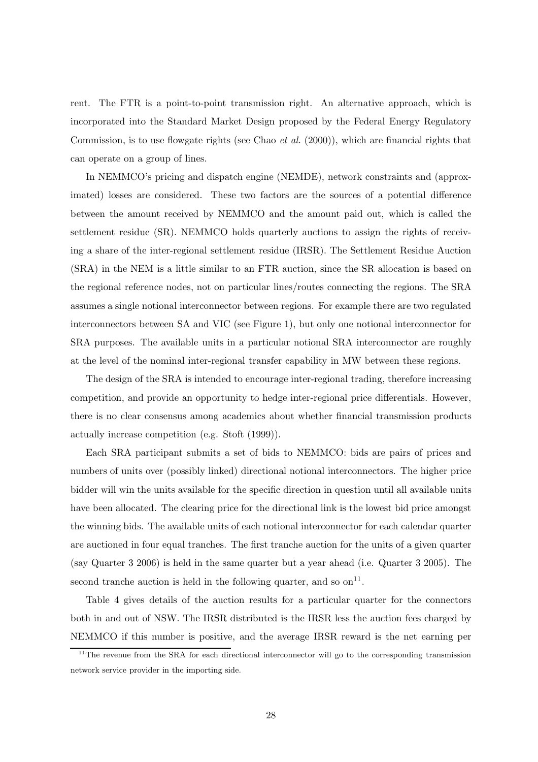rent. The FTR is a point-to-point transmission right. An alternative approach, which is incorporated into the Standard Market Design proposed by the Federal Energy Regulatory Commission, is to use flowgate rights (see Chao *et al.* (2000)), which are financial rights that can operate on a group of lines.

In NEMMCO's pricing and dispatch engine (NEMDE), network constraints and (approximated) losses are considered. These two factors are the sources of a potential difference between the amount received by NEMMCO and the amount paid out, which is called the settlement residue (SR). NEMMCO holds quarterly auctions to assign the rights of receiving a share of the inter-regional settlement residue (IRSR). The Settlement Residue Auction (SRA) in the NEM is a little similar to an FTR auction, since the SR allocation is based on the regional reference nodes, not on particular lines/routes connecting the regions. The SRA assumes a single notional interconnector between regions. For example there are two regulated interconnectors between SA and VIC (see Figure 1), but only one notional interconnector for SRA purposes. The available units in a particular notional SRA interconnector are roughly at the level of the nominal inter-regional transfer capability in MW between these regions.

The design of the SRA is intended to encourage inter-regional trading, therefore increasing competition, and provide an opportunity to hedge inter-regional price differentials. However, there is no clear consensus among academics about whether financial transmission products actually increase competition (e.g. Stoft (1999)).

Each SRA participant submits a set of bids to NEMMCO: bids are pairs of prices and numbers of units over (possibly linked) directional notional interconnectors. The higher price bidder will win the units available for the specific direction in question until all available units have been allocated. The clearing price for the directional link is the lowest bid price amongst the winning bids. The available units of each notional interconnector for each calendar quarter are auctioned in four equal tranches. The first tranche auction for the units of a given quarter (say Quarter 3 2006) is held in the same quarter but a year ahead (i.e. Quarter 3 2005). The second tranche auction is held in the following quarter, and so on[11].

Table 4 gives details of the auction results for a particular quarter for the connectors both in and out of NSW. The IRSR distributed is the IRSR less the auction fees charged by NEMMCO if this number is positive, and the average IRSR reward is the net earning per

[11] The revenue from the SRA for each directional interconnector will go to the corresponding transmission network service provider in the importing side.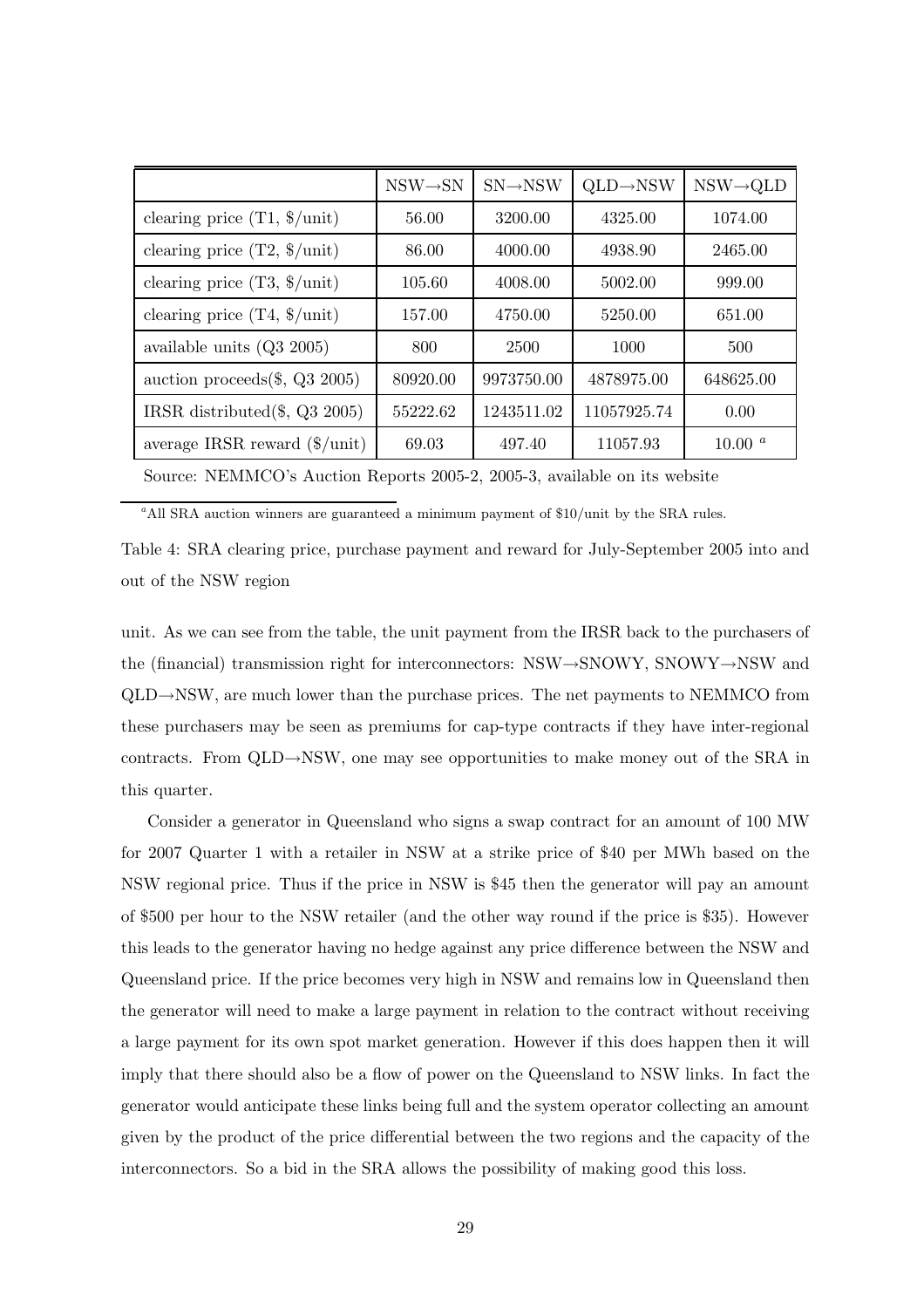| | NSW→SN | SN→NSW | QLD→NSW | NSW→QLD |
|---|---|---|---|---|
| clearing price (T1, $/unit) | 56.00 | 3200.00 | 4325.00 | 1074.00 |
| clearing price (T2, $/unit) | 86.00 | 4000.00 | 4938.90 | 2465.00 |
| clearing price (T3, $/unit) | 105.60 | 4008.00 | 5002.00 | 999.00 |
| clearing price (T4, $/unit) | 157.00 | 4750.00 | 5250.00 | 651.00 |
| available units (Q3 2005) | 800 | 2500 | 1000 | 500 |
| auction proceeds($, Q3 2005) | 80920.00 | 9973750.00 | 4878975.00 | 648625.00 |
| IRSR distributed($, Q3 2005) | 55222.62 | 1243511.02 | 11057925.74 | 0.00 |
| average IRSR reward ($/unit) | 69.03 | 497.40 | 11057.93 | 10.00 [a] |

Source: NEMMCO's Auction Reports 2005-2, 2005-3, available on its website

[a] All SRA auction winners are guaranteed a minimum payment of $10/unit by the SRA rules.

Table 4: SRA clearing price, purchase payment and reward for July-September 2005 into and out of the NSW region

unit. As we can see from the table, the unit payment from the IRSR back to the purchasers of the (financial) transmission right for interconnectors: NSW→SNOWY, SNOWY→NSW and QLD→NSW, are much lower than the purchase prices. The net payments to NEMMCO from these purchasers may be seen as premiums for cap-type contracts if they have inter-regional contracts. From QLD→NSW, one may see opportunities to make money out of the SRA in this quarter.

Consider a generator in Queensland who signs a swap contract for an amount of 100 MW for 2007 Quarter 1 with a retailer in NSW at a strike price of $40 per MWh based on the NSW regional price. Thus if the price in NSW is $45 then the generator will pay an amount of $500 per hour to the NSW retailer (and the other way round if the price is $35). However this leads to the generator having no hedge against any price difference between the NSW and Queensland price. If the price becomes very high in NSW and remains low in Queensland then the generator will need to make a large payment in relation to the contract without receiving a large payment for its own spot market generation. However if this does happen then it will imply that there should also be a flow of power on the Queensland to NSW links. In fact the generator would anticipate these links being full and the system operator collecting an amount given by the product of the price differential between the two regions and the capacity of the interconnectors. So a bid in the SRA allows the possibility of making good this loss.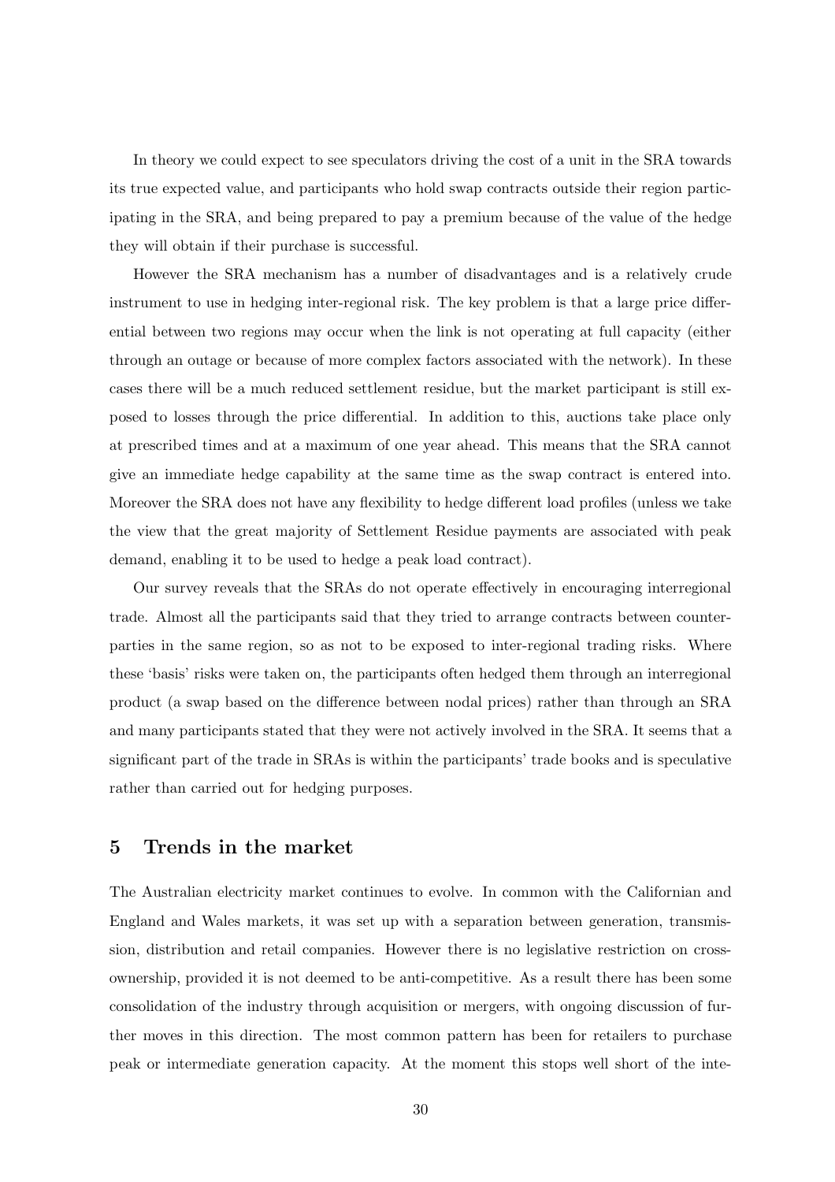In theory we could expect to see speculators driving the cost of a unit in the SRA towards its true expected value, and participants who hold swap contracts outside their region participating in the SRA, and being prepared to pay a premium because of the value of the hedge they will obtain if their purchase is successful.

However the SRA mechanism has a number of disadvantages and is a relatively crude instrument to use in hedging inter-regional risk. The key problem is that a large price differential between two regions may occur when the link is not operating at full capacity (either through an outage or because of more complex factors associated with the network). In these cases there will be a much reduced settlement residue, but the market participant is still exposed to losses through the price differential. In addition to this, auctions take place only at prescribed times and at a maximum of one year ahead. This means that the SRA cannot give an immediate hedge capability at the same time as the swap contract is entered into. Moreover the SRA does not have any flexibility to hedge different load profiles (unless we take the view that the great majority of Settlement Residue payments are associated with peak demand, enabling it to be used to hedge a peak load contract).

Our survey reveals that the SRAs do not operate effectively in encouraging interregional trade. Almost all the participants said that they tried to arrange contracts between counterparties in the same region, so as not to be exposed to inter-regional trading risks. Where these 'basis' risks were taken on, the participants often hedged them through an interregional product (a swap based on the difference between nodal prices) rather than through an SRA and many participants stated that they were not actively involved in the SRA. It seems that a significant part of the trade in SRAs is within the participants' trade books and is speculative rather than carried out for hedging purposes.

## 5 Trends in the market

The Australian electricity market continues to evolve. In common with the Californian and England and Wales markets, it was set up with a separation between generation, transmission, distribution and retail companies. However there is no legislative restriction on cross-ownership, provided it is not deemed to be anti-competitive. As a result there has been some consolidation of the industry through acquisition or mergers, with ongoing discussion of further moves in this direction. The most common pattern has been for retailers to purchase peak or intermediate generation capacity. At the moment this stops well short of the inte-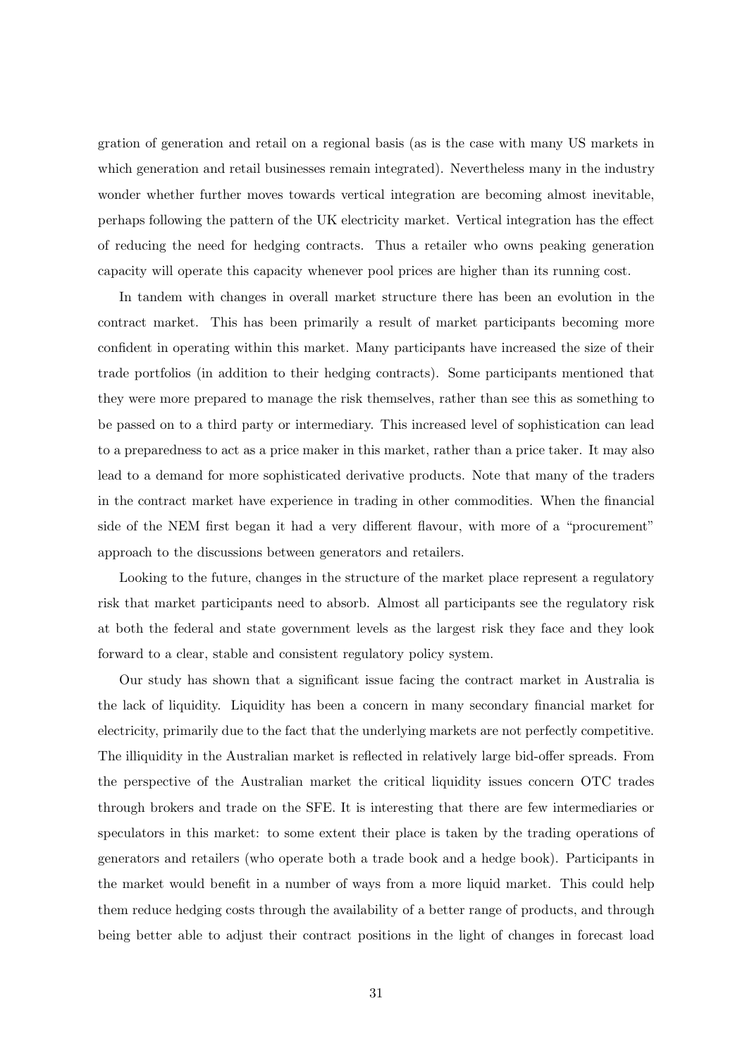gration of generation and retail on a regional basis (as is the case with many US markets in which generation and retail businesses remain integrated). Nevertheless many in the industry wonder whether further moves towards vertical integration are becoming almost inevitable, perhaps following the pattern of the UK electricity market. Vertical integration has the effect of reducing the need for hedging contracts. Thus a retailer who owns peaking generation capacity will operate this capacity whenever pool prices are higher than its running cost.

In tandem with changes in overall market structure there has been an evolution in the contract market. This has been primarily a result of market participants becoming more confident in operating within this market. Many participants have increased the size of their trade portfolios (in addition to their hedging contracts). Some participants mentioned that they were more prepared to manage the risk themselves, rather than see this as something to be passed on to a third party or intermediary. This increased level of sophistication can lead to a preparedness to act as a price maker in this market, rather than a price taker. It may also lead to a demand for more sophisticated derivative products. Note that many of the traders in the contract market have experience in trading in other commodities. When the financial side of the NEM first began it had a very different flavour, with more of a "procurement" approach to the discussions between generators and retailers.

Looking to the future, changes in the structure of the market place represent a regulatory risk that market participants need to absorb. Almost all participants see the regulatory risk at both the federal and state government levels as the largest risk they face and they look forward to a clear, stable and consistent regulatory policy system.

Our study has shown that a significant issue facing the contract market in Australia is the lack of liquidity. Liquidity has been a concern in many secondary financial market for electricity, primarily due to the fact that the underlying markets are not perfectly competitive. The illiquidity in the Australian market is reflected in relatively large bid-offer spreads. From the perspective of the Australian market the critical liquidity issues concern OTC trades through brokers and trade on the SFE. It is interesting that there are few intermediaries or speculators in this market: to some extent their place is taken by the trading operations of generators and retailers (who operate both a trade book and a hedge book). Participants in the market would benefit in a number of ways from a more liquid market. This could help them reduce hedging costs through the availability of a better range of products, and through being better able to adjust their contract positions in the light of changes in forecast load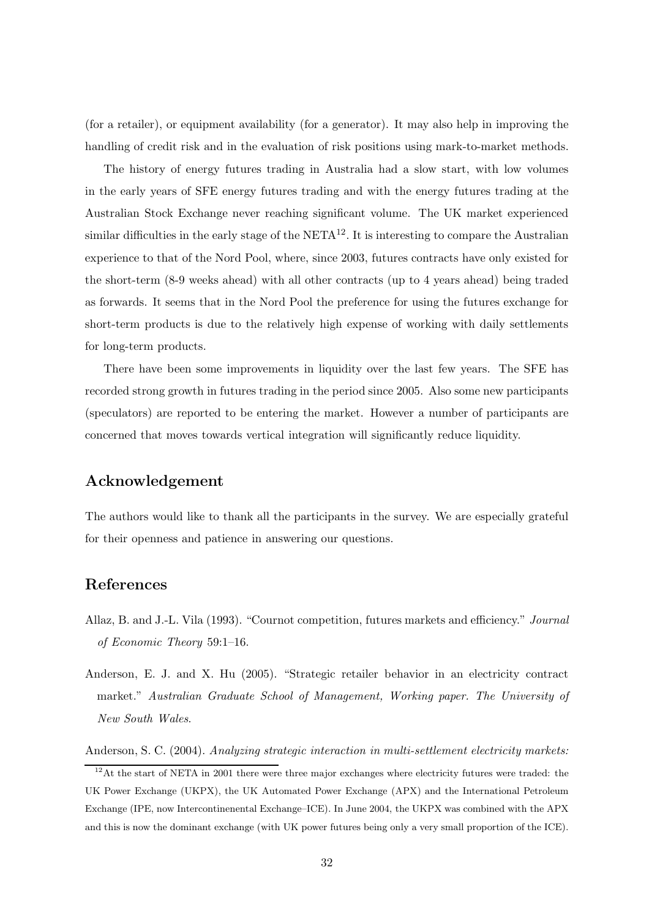(for a retailer), or equipment availability (for a generator). It may also help in improving the handling of credit risk and in the evaluation of risk positions using mark-to-market methods.

The history of energy futures trading in Australia had a slow start, with low volumes in the early years of SFE energy futures trading and with the energy futures trading at the Australian Stock Exchange never reaching significant volume. The UK market experienced similar difficulties in the early stage of the NETA[12]. It is interesting to compare the Australian experience to that of the Nord Pool, where, since 2003, futures contracts have only existed for the short-term (8-9 weeks ahead) with all other contracts (up to 4 years ahead) being traded as forwards. It seems that in the Nord Pool the preference for using the futures exchange for short-term products is due to the relatively high expense of working with daily settlements for long-term products.

There have been some improvements in liquidity over the last few years. The SFE has recorded strong growth in futures trading in the period since 2005. Also some new participants (speculators) are reported to be entering the market. However a number of participants are concerned that moves towards vertical integration will significantly reduce liquidity.

## Acknowledgement

The authors would like to thank all the participants in the survey. We are especially grateful for their openness and patience in answering our questions.

## References

Allaz, B. and J.-L. Vila (1993). "Cournot competition, futures markets and efficiency." *Journal of Economic Theory* 59:1–16.

Anderson, E. J. and X. Hu (2005). "Strategic retailer behavior in an electricity contract market." *Australian Graduate School of Management, Working paper. The University of New South Wales.*

Anderson, S. C. (2004). *Analyzing strategic interaction in multi-settlement electricity markets:*

[12] At the start of NETA in 2001 there were three major exchanges where electricity futures were traded: the UK Power Exchange (UKPX), the UK Automated Power Exchange (APX) and the International Petroleum Exchange (IPE, now Intercontinenental Exchange–ICE). In June 2004, the UKPX was combined with the APX and this is now the dominant exchange (with UK power futures being only a very small proportion of the ICE).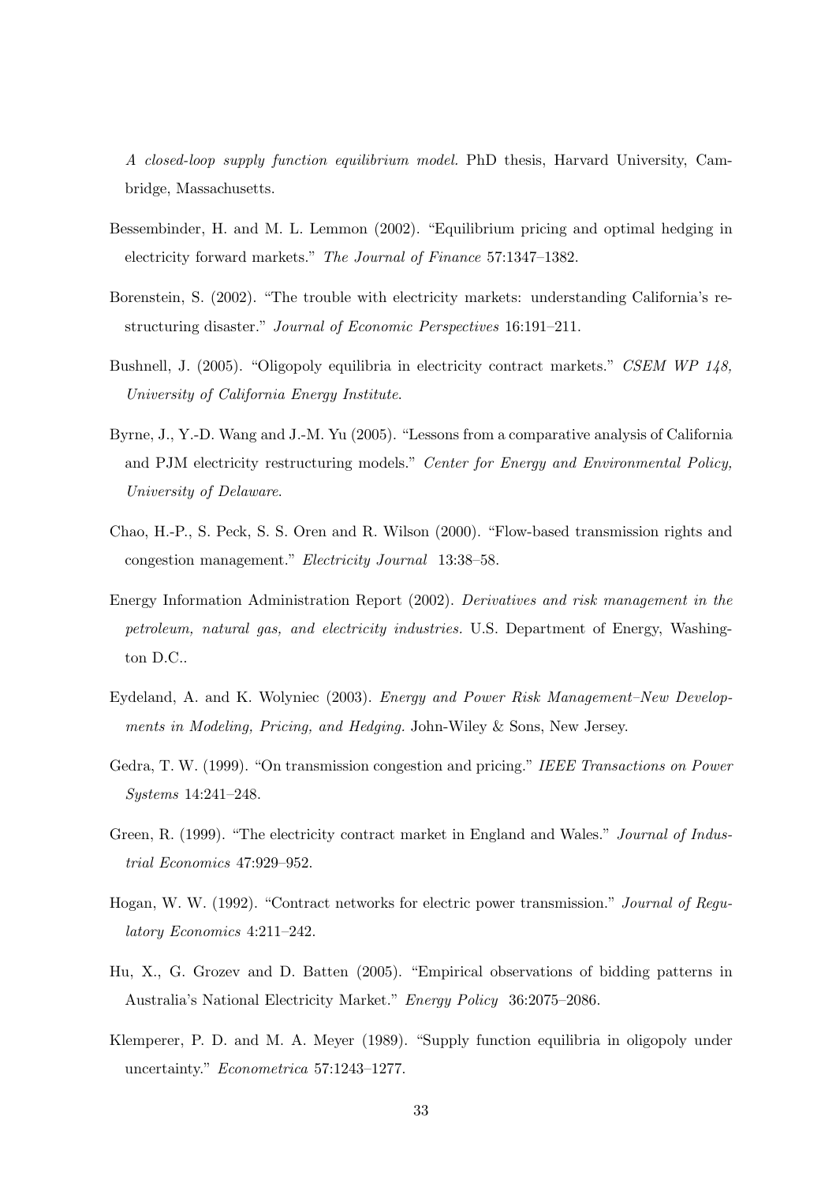*A closed-loop supply function equilibrium model.* PhD thesis, Harvard University, Cambridge, Massachusetts.

Bessembinder, H. and M. L. Lemmon (2002). "Equilibrium pricing and optimal hedging in electricity forward markets." *The Journal of Finance* 57:1347–1382.

Borenstein, S. (2002). "The trouble with electricity markets: understanding California's restructuring disaster." *Journal of Economic Perspectives* 16:191–211.

Bushnell, J. (2005). "Oligopoly equilibria in electricity contract markets." *CSEM WP 148, University of California Energy Institute*.

Byrne, J., Y.-D. Wang and J.-M. Yu (2005). "Lessons from a comparative analysis of California and PJM electricity restructuring models." *Center for Energy and Environmental Policy, University of Delaware*.

Chao, H.-P., S. Peck, S. S. Oren and R. Wilson (2000). "Flow-based transmission rights and congestion management." *Electricity Journal* 13:38–58.

Energy Information Administration Report (2002). *Derivatives and risk management in the petroleum, natural gas, and electricity industries.* U.S. Department of Energy, Washington D.C..

Eydeland, A. and K. Wolyniec (2003). *Energy and Power Risk Management–New Developments in Modeling, Pricing, and Hedging.* John-Wiley & Sons, New Jersey.

Gedra, T. W. (1999). "On transmission congestion and pricing." *IEEE Transactions on Power Systems* 14:241–248.

Green, R. (1999). "The electricity contract market in England and Wales." *Journal of Industrial Economics* 47:929–952.

Hogan, W. W. (1992). "Contract networks for electric power transmission." *Journal of Regulatory Economics* 4:211–242.

Hu, X., G. Grozev and D. Batten (2005). "Empirical observations of bidding patterns in Australia's National Electricity Market." *Energy Policy* 36:2075–2086.

Klemperer, P. D. and M. A. Meyer (1989). "Supply function equilibria in oligopoly under uncertainty." *Econometrica* 57:1243–1277.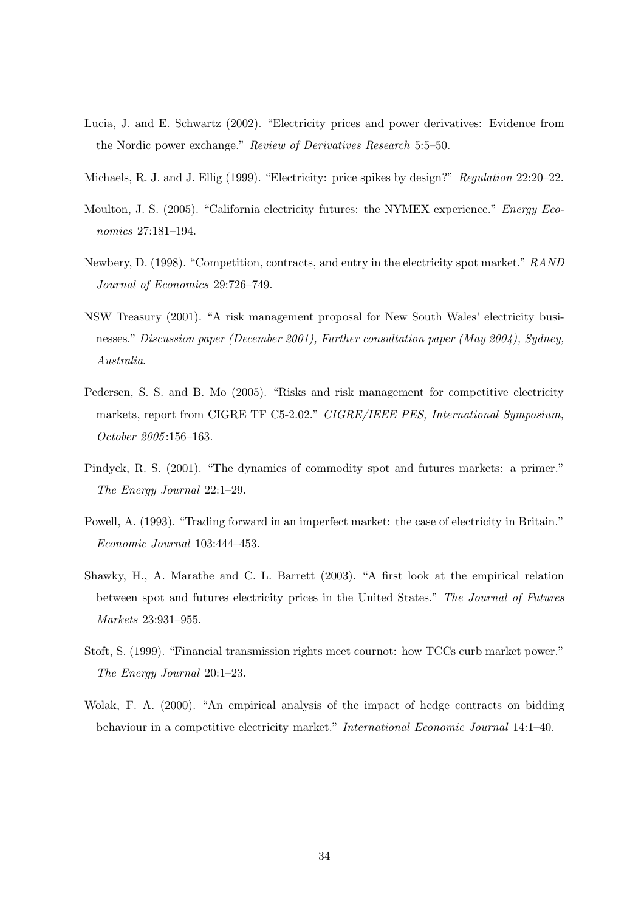Lucia, J. and E. Schwartz (2002). "Electricity prices and power derivatives: Evidence from the Nordic power exchange." *Review of Derivatives Research* 5:5–50.

Michaels, R. J. and J. Ellig (1999). "Electricity: price spikes by design?" *Regulation* 22:20–22.

Moulton, J. S. (2005). "California electricity futures: the NYMEX experience." *Energy Economics* 27:181–194.

Newbery, D. (1998). "Competition, contracts, and entry in the electricity spot market." *RAND Journal of Economics* 29:726–749.

NSW Treasury (2001). "A risk management proposal for New South Wales' electricity businesses." *Discussion paper (December 2001), Further consultation paper (May 2004), Sydney, Australia*.

Pedersen, S. S. and B. Mo (2005). "Risks and risk management for competitive electricity markets, report from CIGRE TF C5-2.02." *CIGRE/IEEE PES, International Symposium, October 2005*:156–163.

Pindyck, R. S. (2001). "The dynamics of commodity spot and futures markets: a primer." *The Energy Journal* 22:1–29.

Powell, A. (1993). "Trading forward in an imperfect market: the case of electricity in Britain." *Economic Journal* 103:444–453.

Shawky, H., A. Marathe and C. L. Barrett (2003). "A first look at the empirical relation between spot and futures electricity prices in the United States." *The Journal of Futures Markets* 23:931–955.

Stoft, S. (1999). "Financial transmission rights meet cournot: how TCCs curb market power." *The Energy Journal* 20:1–23.

Wolak, F. A. (2000). "An empirical analysis of the impact of hedge contracts on bidding behaviour in a competitive electricity market." *International Economic Journal* 14:1–40.